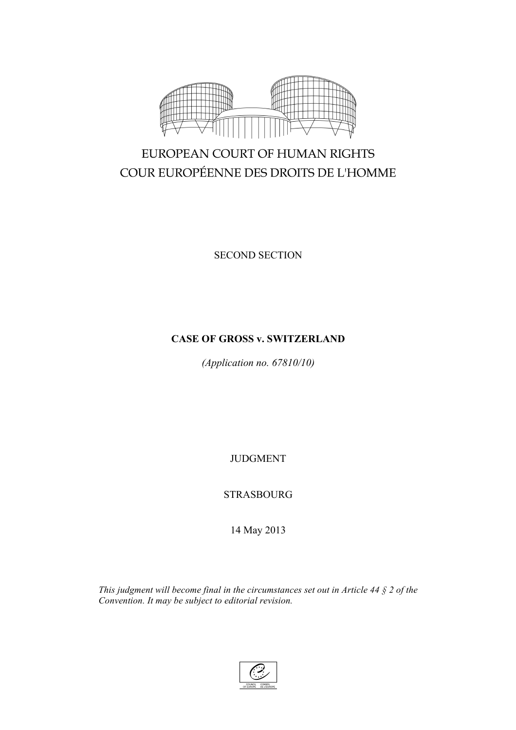EUROPEAN COURT OF HUMAN RIGHTS
COUR EUROPÉENNE DES DROITS DE L'HOMME

SECOND SECTION

**CASE OF GROSS v. SWITZERLAND**

*(Application no. 67810/10)*

JUDGMENT

STRASBOURG

14 May 2013

*This judgment will become final in the circumstances set out in Article 44 § 2 of the Convention. It may be subject to editorial revision.*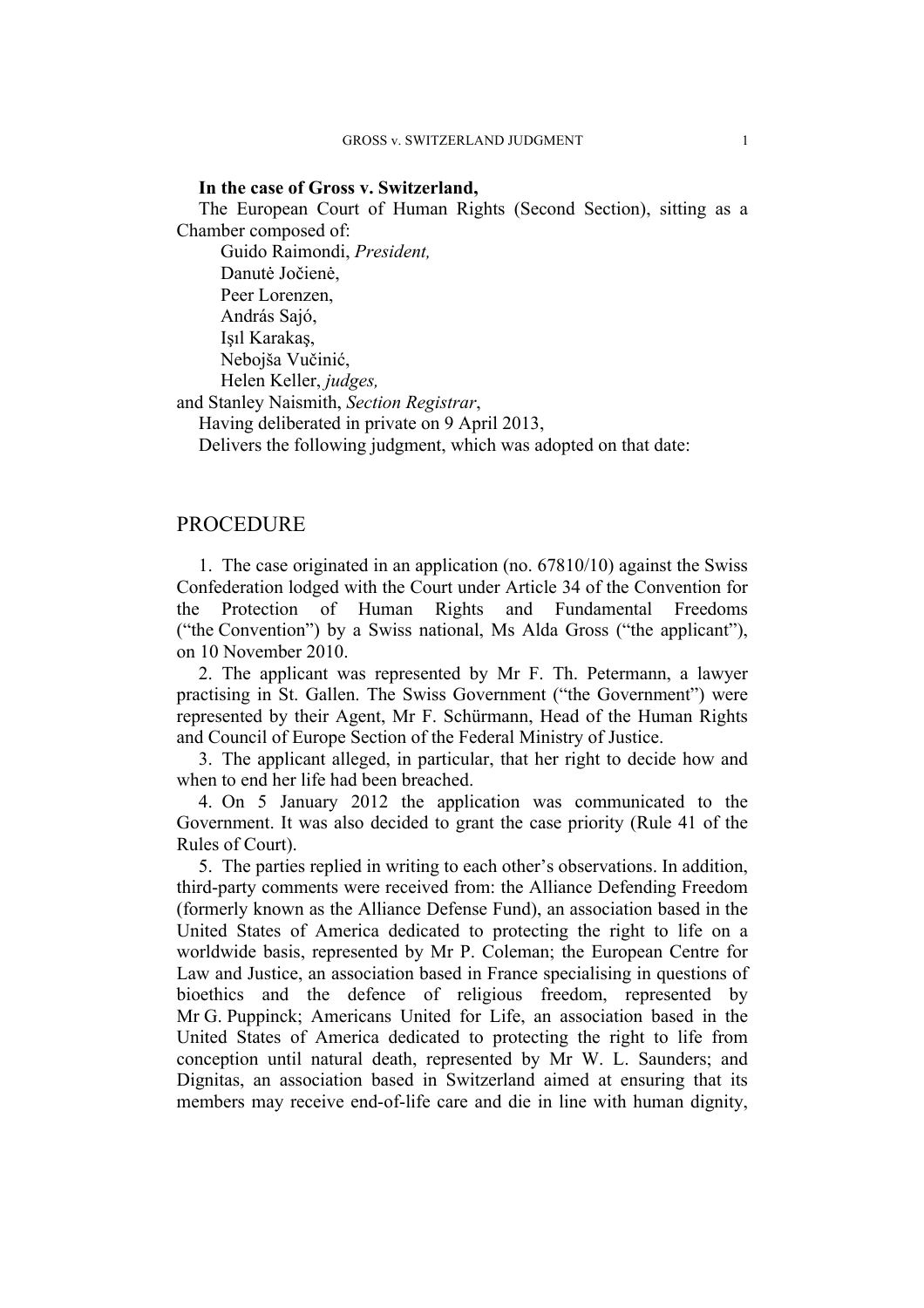**In the case of Gross v. Switzerland,**

The European Court of Human Rights (Second Section), sitting as a Chamber composed of:

Guido Raimondi, *President,*
Danutė Jočienė,
Peer Lorenzen,
András Sajó,
Işıl Karakaş,
Nebojša Vučinić,
Helen Keller, *judges,*

and Stanley Naismith, *Section Registrar*,

Having deliberated in private on 9 April 2013,

Delivers the following judgment, which was adopted on that date:

## PROCEDURE

1. The case originated in an application (no. 67810/10) against the Swiss Confederation lodged with the Court under Article 34 of the Convention for the Protection of Human Rights and Fundamental Freedoms ("the Convention") by a Swiss national, Ms Alda Gross ("the applicant"), on 10 November 2010.

2. The applicant was represented by Mr F. Th. Petermann, a lawyer practising in St. Gallen. The Swiss Government ("the Government") were represented by their Agent, Mr F. Schürmann, Head of the Human Rights and Council of Europe Section of the Federal Ministry of Justice.

3. The applicant alleged, in particular, that her right to decide how and when to end her life had been breached.

4. On 5 January 2012 the application was communicated to the Government. It was also decided to grant the case priority (Rule 41 of the Rules of Court).

5. The parties replied in writing to each other's observations. In addition, third-party comments were received from: the Alliance Defending Freedom (formerly known as the Alliance Defense Fund), an association based in the United States of America dedicated to protecting the right to life on a worldwide basis, represented by Mr P. Coleman; the European Centre for Law and Justice, an association based in France specialising in questions of bioethics and the defence of religious freedom, represented by Mr G. Puppinck; Americans United for Life, an association based in the United States of America dedicated to protecting the right to life from conception until natural death, represented by Mr W. L. Saunders; and Dignitas, an association based in Switzerland aimed at ensuring that its members may receive end-of-life care and die in line with human dignity,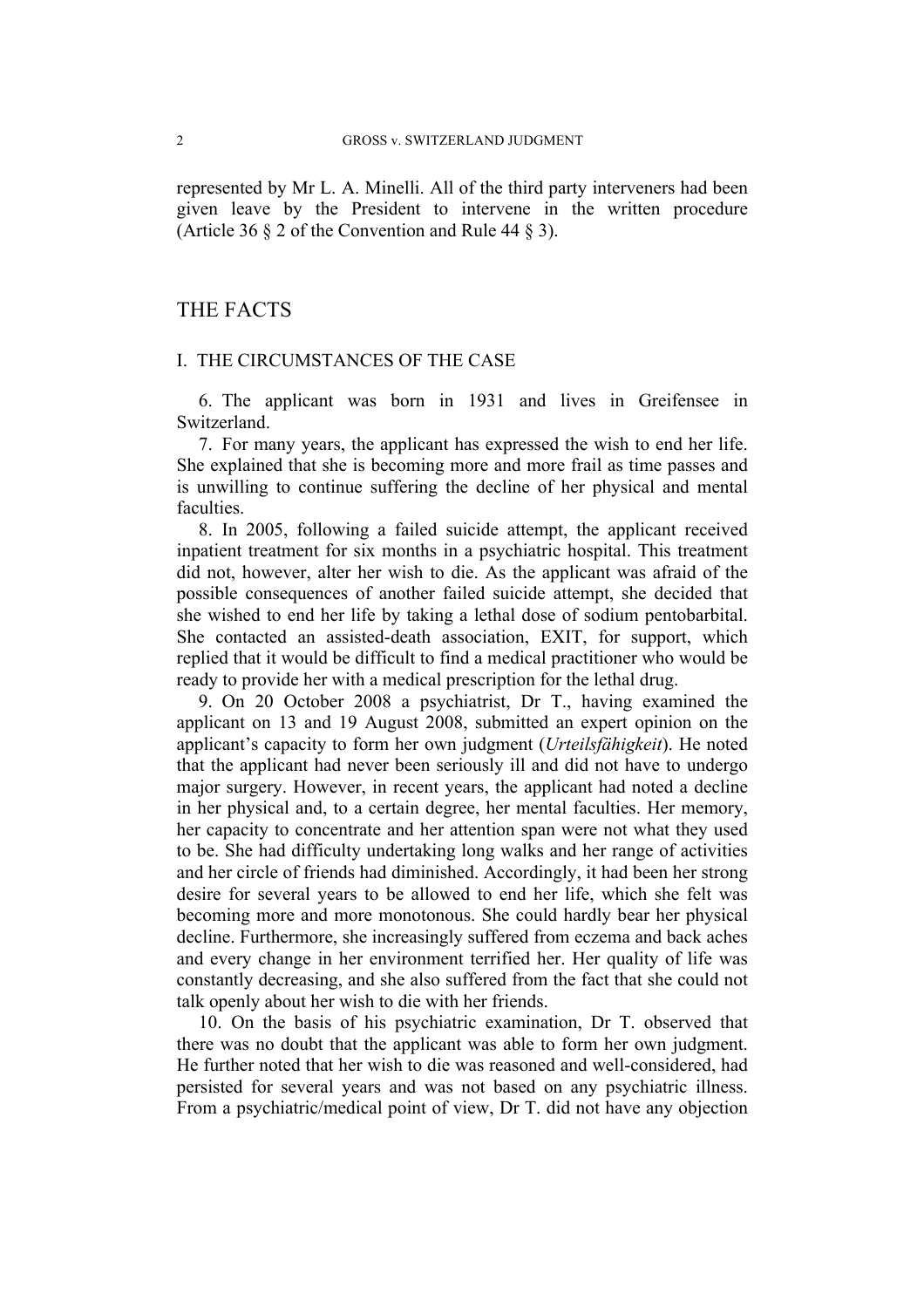represented by Mr L. A. Minelli. All of the third party interveners had been given leave by the President to intervene in the written procedure (Article 36 § 2 of the Convention and Rule 44 § 3).

## THE FACTS

### I. THE CIRCUMSTANCES OF THE CASE

6. The applicant was born in 1931 and lives in Greifensee in Switzerland.

7. For many years, the applicant has expressed the wish to end her life. She explained that she is becoming more and more frail as time passes and is unwilling to continue suffering the decline of her physical and mental faculties.

8. In 2005, following a failed suicide attempt, the applicant received inpatient treatment for six months in a psychiatric hospital. This treatment did not, however, alter her wish to die. As the applicant was afraid of the possible consequences of another failed suicide attempt, she decided that she wished to end her life by taking a lethal dose of sodium pentobarbital. She contacted an assisted-death association, EXIT, for support, which replied that it would be difficult to find a medical practitioner who would be ready to provide her with a medical prescription for the lethal drug.

9. On 20 October 2008 a psychiatrist, Dr T., having examined the applicant on 13 and 19 August 2008, submitted an expert opinion on the applicant's capacity to form her own judgment (*Urteilsfähigkeit*). He noted that the applicant had never been seriously ill and did not have to undergo major surgery. However, in recent years, the applicant had noted a decline in her physical and, to a certain degree, her mental faculties. Her memory, her capacity to concentrate and her attention span were not what they used to be. She had difficulty undertaking long walks and her range of activities and her circle of friends had diminished. Accordingly, it had been her strong desire for several years to be allowed to end her life, which she felt was becoming more and more monotonous. She could hardly bear her physical decline. Furthermore, she increasingly suffered from eczema and back aches and every change in her environment terrified her. Her quality of life was constantly decreasing, and she also suffered from the fact that she could not talk openly about her wish to die with her friends.

10. On the basis of his psychiatric examination, Dr T. observed that there was no doubt that the applicant was able to form her own judgment. He further noted that her wish to die was reasoned and well-considered, had persisted for several years and was not based on any psychiatric illness. From a psychiatric/medical point of view, Dr T. did not have any objection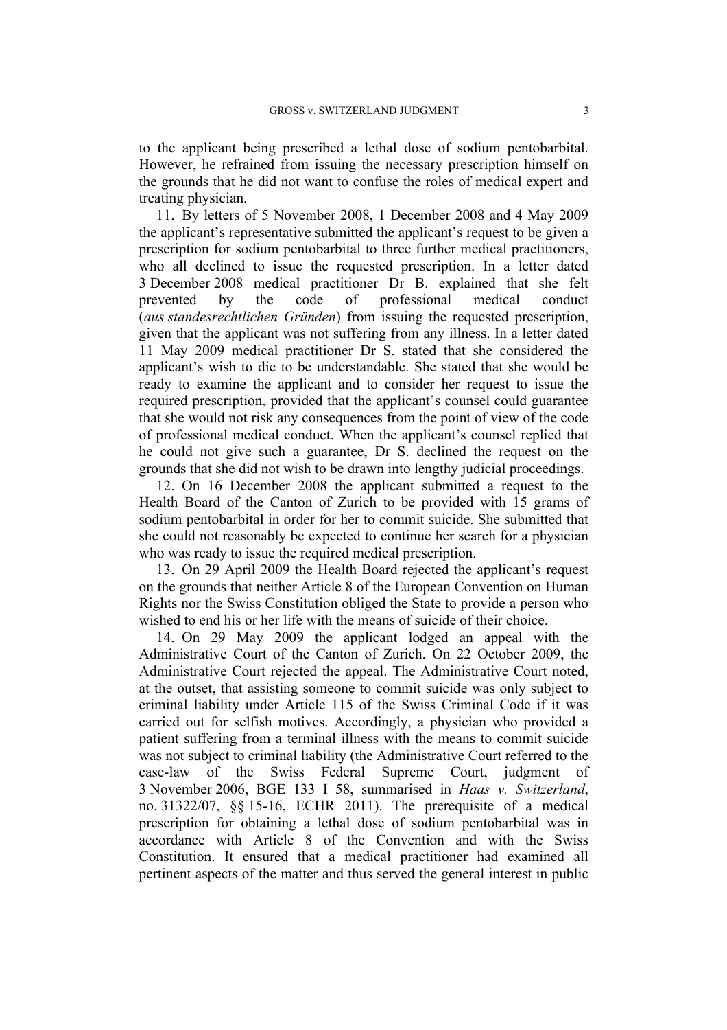to the applicant being prescribed a lethal dose of sodium pentobarbital. However, he refrained from issuing the necessary prescription himself on the grounds that he did not want to confuse the roles of medical expert and treating physician.

11. By letters of 5 November 2008, 1 December 2008 and 4 May 2009 the applicant's representative submitted the applicant's request to be given a prescription for sodium pentobarbital to three further medical practitioners, who all declined to issue the requested prescription. In a letter dated 3 December 2008 medical practitioner Dr B. explained that she felt prevented by the code of professional medical conduct (*aus standesrechtlichen Gründen*) from issuing the requested prescription, given that the applicant was not suffering from any illness. In a letter dated 11 May 2009 medical practitioner Dr S. stated that she considered the applicant's wish to die to be understandable. She stated that she would be ready to examine the applicant and to consider her request to issue the required prescription, provided that the applicant's counsel could guarantee that she would not risk any consequences from the point of view of the code of professional medical conduct. When the applicant's counsel replied that he could not give such a guarantee, Dr S. declined the request on the grounds that she did not wish to be drawn into lengthy judicial proceedings.

12. On 16 December 2008 the applicant submitted a request to the Health Board of the Canton of Zurich to be provided with 15 grams of sodium pentobarbital in order for her to commit suicide. She submitted that she could not reasonably be expected to continue her search for a physician who was ready to issue the required medical prescription.

13. On 29 April 2009 the Health Board rejected the applicant's request on the grounds that neither Article 8 of the European Convention on Human Rights nor the Swiss Constitution obliged the State to provide a person who wished to end his or her life with the means of suicide of their choice.

14. On 29 May 2009 the applicant lodged an appeal with the Administrative Court of the Canton of Zurich. On 22 October 2009, the Administrative Court rejected the appeal. The Administrative Court noted, at the outset, that assisting someone to commit suicide was only subject to criminal liability under Article 115 of the Swiss Criminal Code if it was carried out for selfish motives. Accordingly, a physician who provided a patient suffering from a terminal illness with the means to commit suicide was not subject to criminal liability (the Administrative Court referred to the case-law of the Swiss Federal Supreme Court, judgment of 3 November 2006, BGE 133 I 58, summarised in *Haas v. Switzerland*, no. 31322/07, §§ 15-16, ECHR 2011). The prerequisite of a medical prescription for obtaining a lethal dose of sodium pentobarbital was in accordance with Article 8 of the Convention and with the Swiss Constitution. It ensured that a medical practitioner had examined all pertinent aspects of the matter and thus served the general interest in public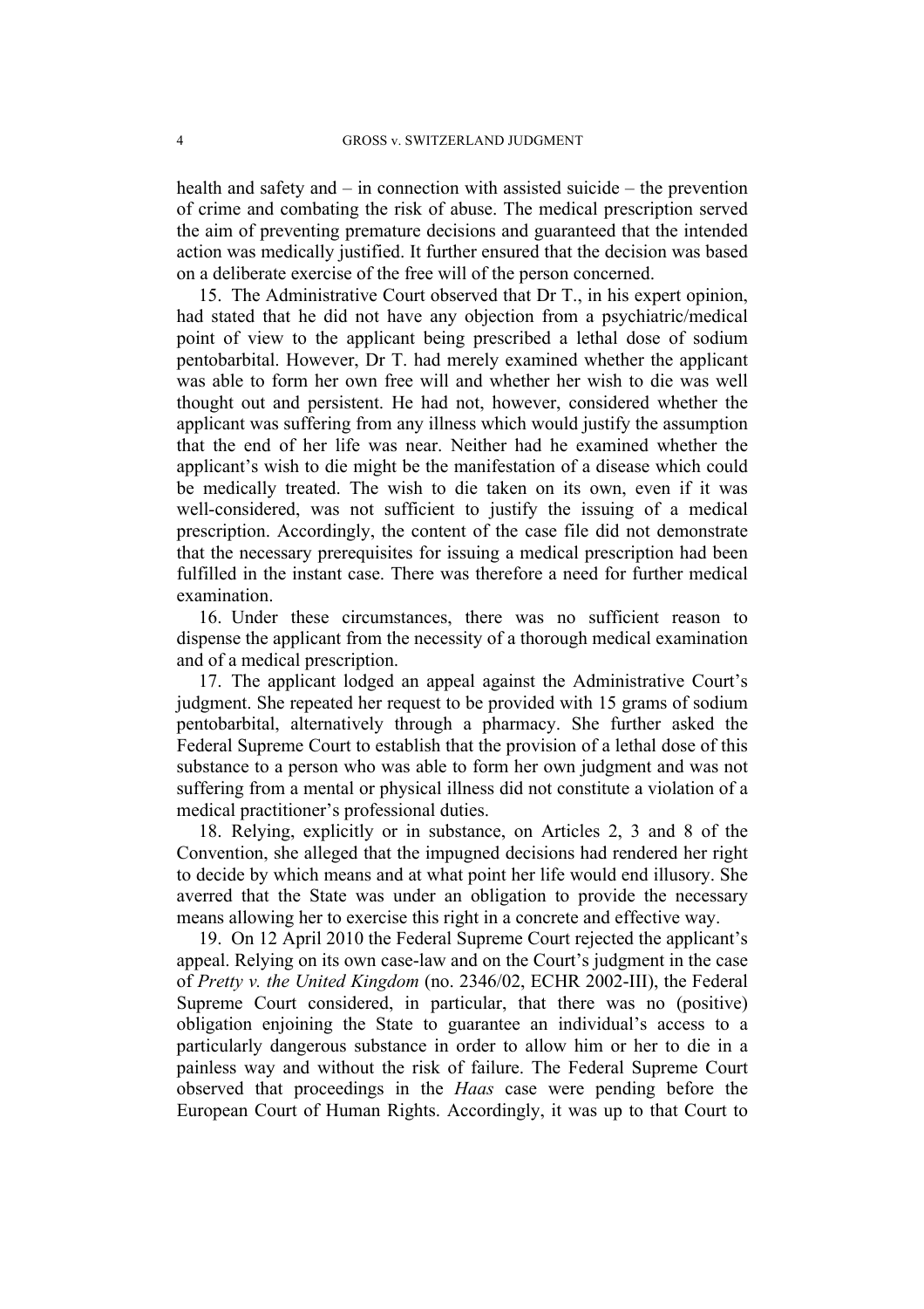health and safety and – in connection with assisted suicide – the prevention of crime and combating the risk of abuse. The medical prescription served the aim of preventing premature decisions and guaranteed that the intended action was medically justified. It further ensured that the decision was based on a deliberate exercise of the free will of the person concerned.

15. The Administrative Court observed that Dr T., in his expert opinion, had stated that he did not have any objection from a psychiatric/medical point of view to the applicant being prescribed a lethal dose of sodium pentobarbital. However, Dr T. had merely examined whether the applicant was able to form her own free will and whether her wish to die was well thought out and persistent. He had not, however, considered whether the applicant was suffering from any illness which would justify the assumption that the end of her life was near. Neither had he examined whether the applicant's wish to die might be the manifestation of a disease which could be medically treated. The wish to die taken on its own, even if it was well-considered, was not sufficient to justify the issuing of a medical prescription. Accordingly, the content of the case file did not demonstrate that the necessary prerequisites for issuing a medical prescription had been fulfilled in the instant case. There was therefore a need for further medical examination.

16. Under these circumstances, there was no sufficient reason to dispense the applicant from the necessity of a thorough medical examination and of a medical prescription.

17. The applicant lodged an appeal against the Administrative Court's judgment. She repeated her request to be provided with 15 grams of sodium pentobarbital, alternatively through a pharmacy. She further asked the Federal Supreme Court to establish that the provision of a lethal dose of this substance to a person who was able to form her own judgment and was not suffering from a mental or physical illness did not constitute a violation of a medical practitioner's professional duties.

18. Relying, explicitly or in substance, on Articles 2, 3 and 8 of the Convention, she alleged that the impugned decisions had rendered her right to decide by which means and at what point her life would end illusory. She averred that the State was under an obligation to provide the necessary means allowing her to exercise this right in a concrete and effective way.

19. On 12 April 2010 the Federal Supreme Court rejected the applicant's appeal. Relying on its own case-law and on the Court's judgment in the case of *Pretty v. the United Kingdom* (no. 2346/02, ECHR 2002-III), the Federal Supreme Court considered, in particular, that there was no (positive) obligation enjoining the State to guarantee an individual's access to a particularly dangerous substance in order to allow him or her to die in a painless way and without the risk of failure. The Federal Supreme Court observed that proceedings in the *Haas* case were pending before the European Court of Human Rights. Accordingly, it was up to that Court to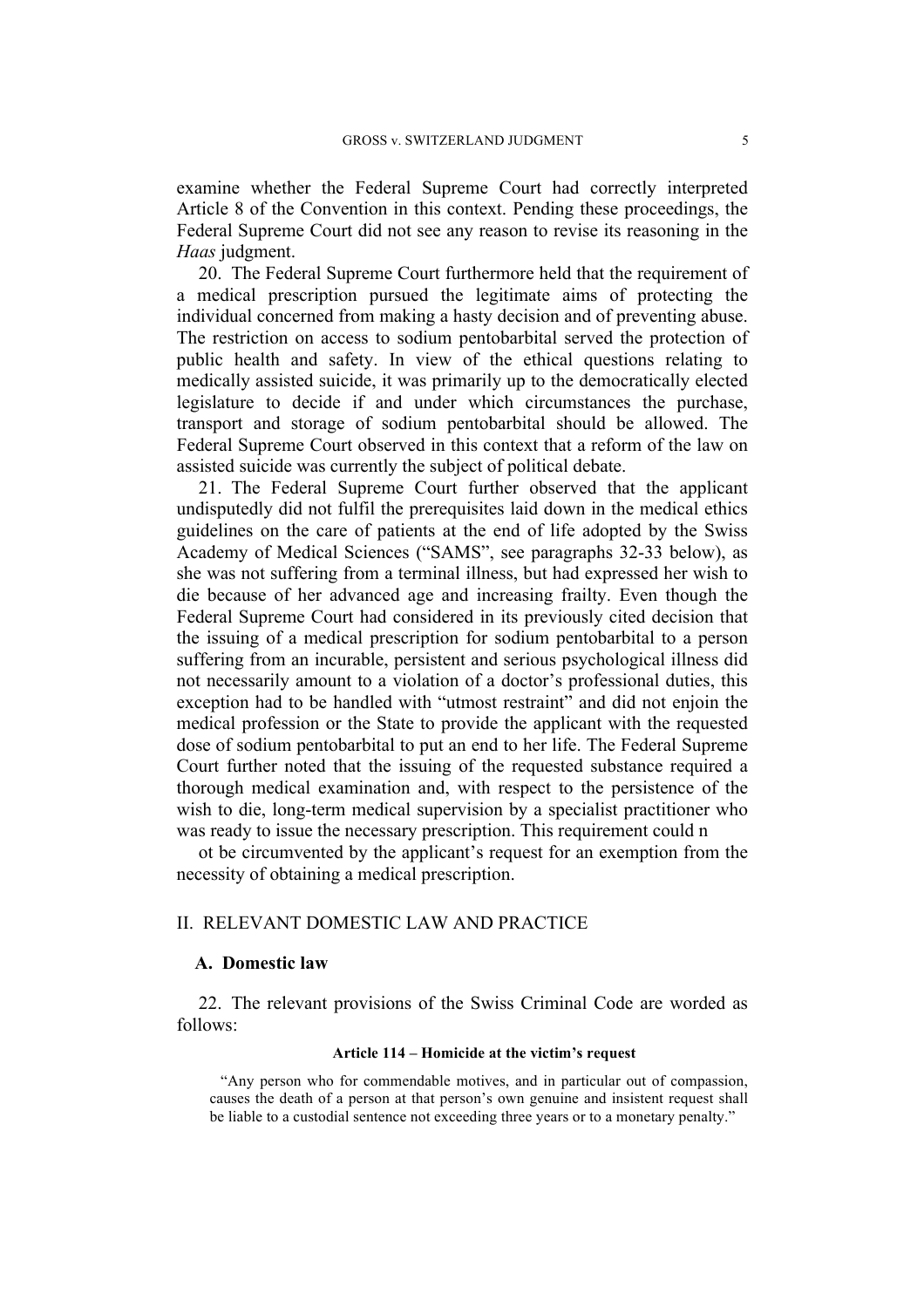examine whether the Federal Supreme Court had correctly interpreted Article 8 of the Convention in this context. Pending these proceedings, the Federal Supreme Court did not see any reason to revise its reasoning in the *Haas* judgment.

20. The Federal Supreme Court furthermore held that the requirement of a medical prescription pursued the legitimate aims of protecting the individual concerned from making a hasty decision and of preventing abuse. The restriction on access to sodium pentobarbital served the protection of public health and safety. In view of the ethical questions relating to medically assisted suicide, it was primarily up to the democratically elected legislature to decide if and under which circumstances the purchase, transport and storage of sodium pentobarbital should be allowed. The Federal Supreme Court observed in this context that a reform of the law on assisted suicide was currently the subject of political debate.

21. The Federal Supreme Court further observed that the applicant undisputedly did not fulfil the prerequisites laid down in the medical ethics guidelines on the care of patients at the end of life adopted by the Swiss Academy of Medical Sciences ("SAMS", see paragraphs 32-33 below), as she was not suffering from a terminal illness, but had expressed her wish to die because of her advanced age and increasing frailty. Even though the Federal Supreme Court had considered in its previously cited decision that the issuing of a medical prescription for sodium pentobarbital to a person suffering from an incurable, persistent and serious psychological illness did not necessarily amount to a violation of a doctor's professional duties, this exception had to be handled with "utmost restraint" and did not enjoin the medical profession or the State to provide the applicant with the requested dose of sodium pentobarbital to put an end to her life. The Federal Supreme Court further noted that the issuing of the requested substance required a thorough medical examination and, with respect to the persistence of the wish to die, long-term medical supervision by a specialist practitioner who was ready to issue the necessary prescription. This requirement could not be circumvented by the applicant's request for an exemption from the necessity of obtaining a medical prescription.

## II. RELEVANT DOMESTIC LAW AND PRACTICE

### A. Domestic law

22. The relevant provisions of the Swiss Criminal Code are worded as follows:

**Article 114 – Homicide at the victim's request**

> "Any person who for commendable motives, and in particular out of compassion, causes the death of a person at that person's own genuine and insistent request shall be liable to a custodial sentence not exceeding three years or to a monetary penalty."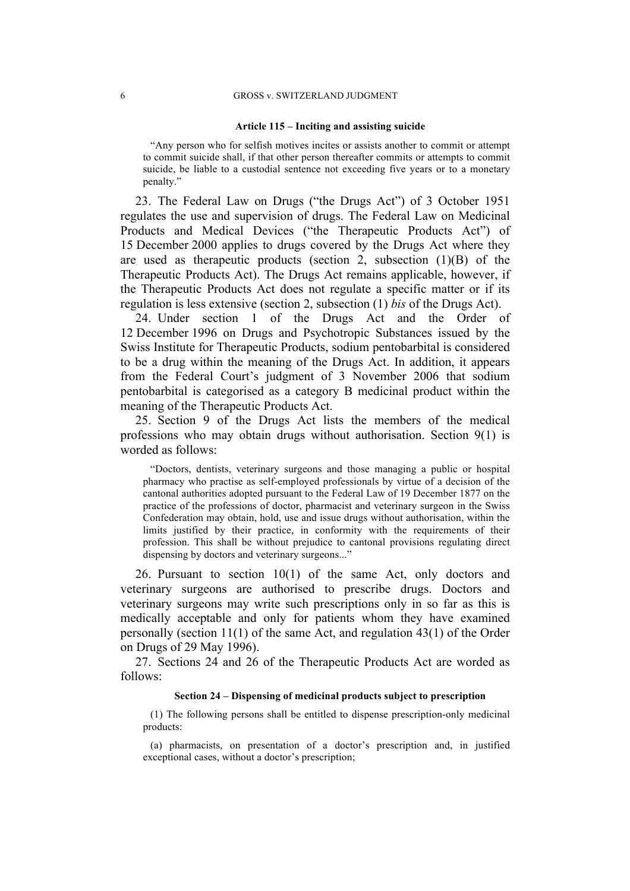**Article 115 – Inciting and assisting suicide**

> "Any person who for selfish motives incites or assists another to commit or attempt to commit suicide shall, if that other person thereafter commits or attempts to commit suicide, be liable to a custodial sentence not exceeding five years or to a monetary penalty."

23. The Federal Law on Drugs ("the Drugs Act") of 3 October 1951 regulates the use and supervision of drugs. The Federal Law on Medicinal Products and Medical Devices ("the Therapeutic Products Act") of 15 December 2000 applies to drugs covered by the Drugs Act where they are used as therapeutic products (section 2, subsection (1)(B) of the Therapeutic Products Act). The Drugs Act remains applicable, however, if the Therapeutic Products Act does not regulate a specific matter or if its regulation is less extensive (section 2, subsection (1) *bis* of the Drugs Act).

24. Under section 1 of the Drugs Act and the Order of 12 December 1996 on Drugs and Psychotropic Substances issued by the Swiss Institute for Therapeutic Products, sodium pentobarbital is considered to be a drug within the meaning of the Drugs Act. In addition, it appears from the Federal Court's judgment of 3 November 2006 that sodium pentobarbital is categorised as a category B medicinal product within the meaning of the Therapeutic Products Act.

25. Section 9 of the Drugs Act lists the members of the medical professions who may obtain drugs without authorisation. Section 9(1) is worded as follows:

> "Doctors, dentists, veterinary surgeons and those managing a public or hospital pharmacy who practise as self-employed professionals by virtue of a decision of the cantonal authorities adopted pursuant to the Federal Law of 19 December 1877 on the practice of the professions of doctor, pharmacist and veterinary surgeon in the Swiss Confederation may obtain, hold, use and issue drugs without authorisation, within the limits justified by their practice, in conformity with the requirements of their profession. This shall be without prejudice to cantonal provisions regulating direct dispensing by doctors and veterinary surgeons..."

26. Pursuant to section 10(1) of the same Act, only doctors and veterinary surgeons are authorised to prescribe drugs. Doctors and veterinary surgeons may write such prescriptions only in so far as this is medically acceptable and only for patients whom they have examined personally (section 11(1) of the same Act, and regulation 43(1) of the Order on Drugs of 29 May 1996).

27. Sections 24 and 26 of the Therapeutic Products Act are worded as follows:

**Section 24 – Dispensing of medicinal products subject to prescription**

> (1) The following persons shall be entitled to dispense prescription-only medicinal products:
>
> (a) pharmacists, on presentation of a doctor's prescription and, in justified exceptional cases, without a doctor's prescription;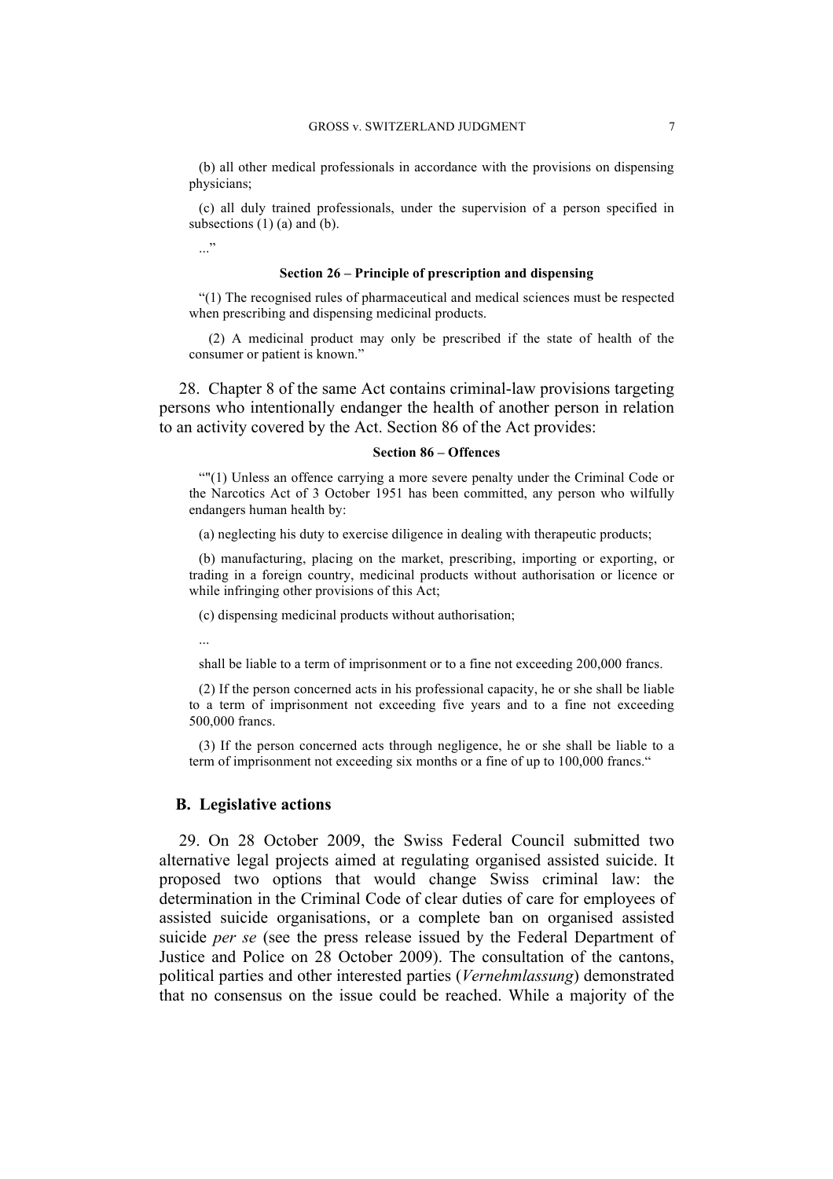(b) all other medical professionals in accordance with the provisions on dispensing physicians;

(c) all duly trained professionals, under the supervision of a person specified in subsections (1) (a) and (b).

..."

**Section 26 – Principle of prescription and dispensing**

"(1) The recognised rules of pharmaceutical and medical sciences must be respected when prescribing and dispensing medicinal products.

(2) A medicinal product may only be prescribed if the state of health of the consumer or patient is known."

28. Chapter 8 of the same Act contains criminal-law provisions targeting persons who intentionally endanger the health of another person in relation to an activity covered by the Act. Section 86 of the Act provides:

**Section 86 – Offences**

""(1) Unless an offence carrying a more severe penalty under the Criminal Code or the Narcotics Act of 3 October 1951 has been committed, any person who wilfully endangers human health by:

(a) neglecting his duty to exercise diligence in dealing with therapeutic products;

(b) manufacturing, placing on the market, prescribing, importing or exporting, or trading in a foreign country, medicinal products without authorisation or licence or while infringing other provisions of this Act;

(c) dispensing medicinal products without authorisation;

...

shall be liable to a term of imprisonment or to a fine not exceeding 200,000 francs.

(2) If the person concerned acts in his professional capacity, he or she shall be liable to a term of imprisonment not exceeding five years and to a fine not exceeding 500,000 francs.

(3) If the person concerned acts through negligence, he or she shall be liable to a term of imprisonment not exceeding six months or a fine of up to 100,000 francs."

## B. Legislative actions

29. On 28 October 2009, the Swiss Federal Council submitted two alternative legal projects aimed at regulating organised assisted suicide. It proposed two options that would change Swiss criminal law: the determination in the Criminal Code of clear duties of care for employees of assisted suicide organisations, or a complete ban on organised assisted suicide *per se* (see the press release issued by the Federal Department of Justice and Police on 28 October 2009). The consultation of the cantons, political parties and other interested parties (*Vernehmlassung*) demonstrated that no consensus on the issue could be reached. While a majority of the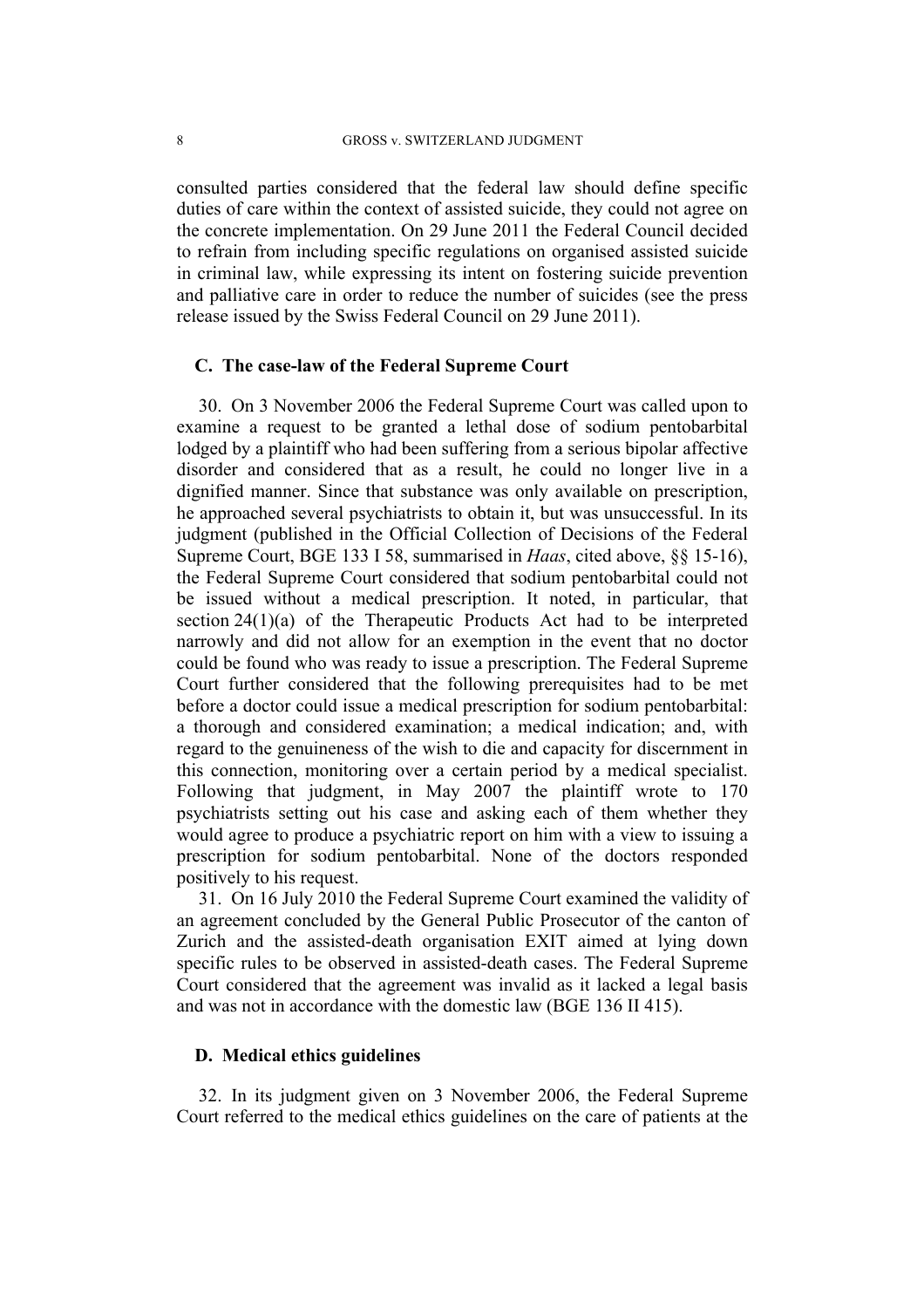consulted parties considered that the federal law should define specific duties of care within the context of assisted suicide, they could not agree on the concrete implementation. On 29 June 2011 the Federal Council decided to refrain from including specific regulations on organised assisted suicide in criminal law, while expressing its intent on fostering suicide prevention and palliative care in order to reduce the number of suicides (see the press release issued by the Swiss Federal Council on 29 June 2011).

### C. The case-law of the Federal Supreme Court

30. On 3 November 2006 the Federal Supreme Court was called upon to examine a request to be granted a lethal dose of sodium pentobarbital lodged by a plaintiff who had been suffering from a serious bipolar affective disorder and considered that as a result, he could no longer live in a dignified manner. Since that substance was only available on prescription, he approached several psychiatrists to obtain it, but was unsuccessful. In its judgment (published in the Official Collection of Decisions of the Federal Supreme Court, BGE 133 I 58, summarised in *Haas*, cited above, §§ 15-16), the Federal Supreme Court considered that sodium pentobarbital could not be issued without a medical prescription. It noted, in particular, that section 24(1)(a) of the Therapeutic Products Act had to be interpreted narrowly and did not allow for an exemption in the event that no doctor could be found who was ready to issue a prescription. The Federal Supreme Court further considered that the following prerequisites had to be met before a doctor could issue a medical prescription for sodium pentobarbital: a thorough and considered examination; a medical indication; and, with regard to the genuineness of the wish to die and capacity for discernment in this connection, monitoring over a certain period by a medical specialist. Following that judgment, in May 2007 the plaintiff wrote to 170 psychiatrists setting out his case and asking each of them whether they would agree to produce a psychiatric report on him with a view to issuing a prescription for sodium pentobarbital. None of the doctors responded positively to his request.

31. On 16 July 2010 the Federal Supreme Court examined the validity of an agreement concluded by the General Public Prosecutor of the canton of Zurich and the assisted-death organisation EXIT aimed at lying down specific rules to be observed in assisted-death cases. The Federal Supreme Court considered that the agreement was invalid as it lacked a legal basis and was not in accordance with the domestic law (BGE 136 II 415).

### D. Medical ethics guidelines

32. In its judgment given on 3 November 2006, the Federal Supreme Court referred to the medical ethics guidelines on the care of patients at the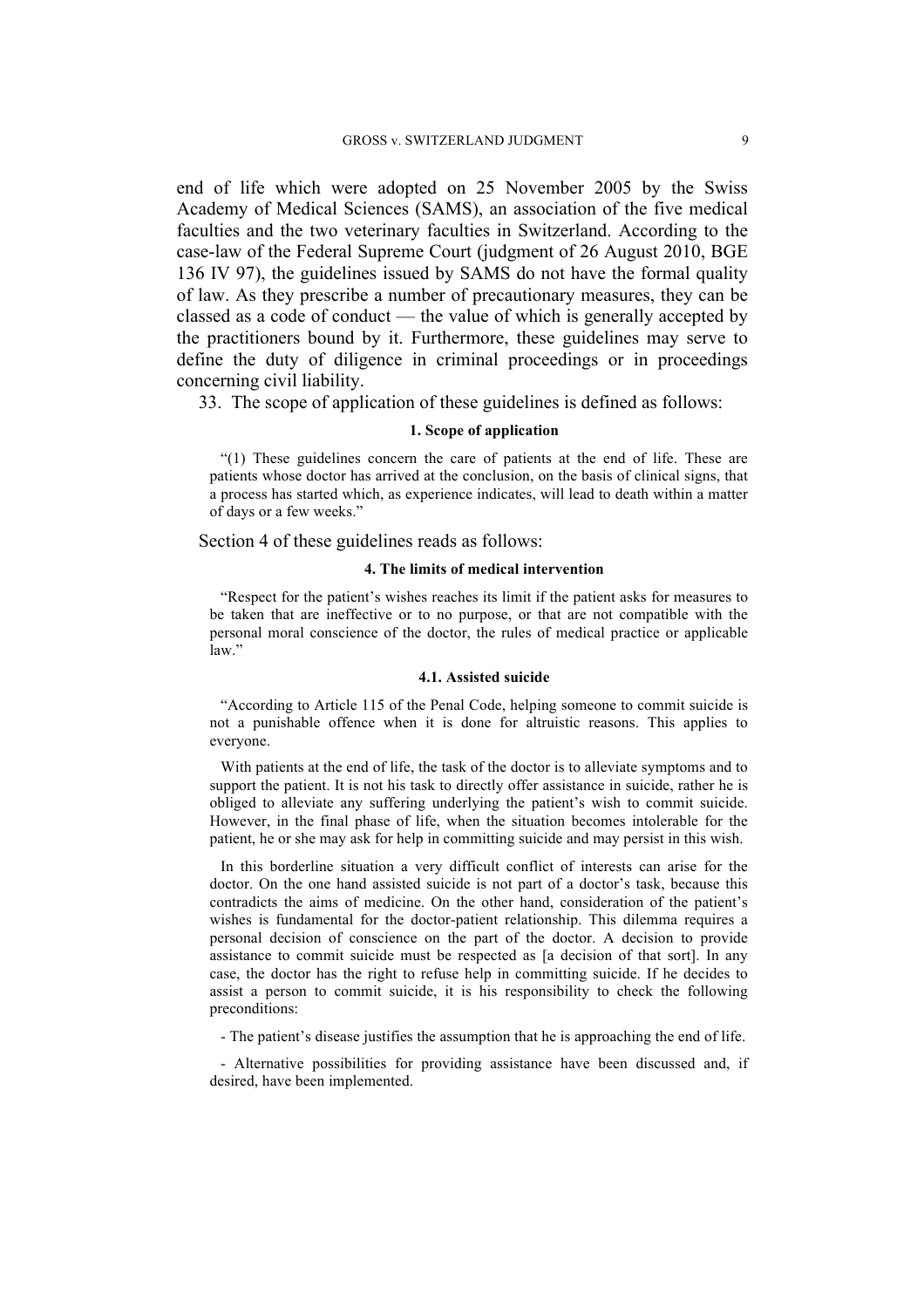end of life which were adopted on 25 November 2005 by the Swiss Academy of Medical Sciences (SAMS), an association of the five medical faculties and the two veterinary faculties in Switzerland. According to the case-law of the Federal Supreme Court (judgment of 26 August 2010, BGE 136 IV 97), the guidelines issued by SAMS do not have the formal quality of law. As they prescribe a number of precautionary measures, they can be classed as a code of conduct — the value of which is generally accepted by the practitioners bound by it. Furthermore, these guidelines may serve to define the duty of diligence in criminal proceedings or in proceedings concerning civil liability.

33. The scope of application of these guidelines is defined as follows:

**1. Scope of application**

> "(1) These guidelines concern the care of patients at the end of life. These are patients whose doctor has arrived at the conclusion, on the basis of clinical signs, that a process has started which, as experience indicates, will lead to death within a matter of days or a few weeks."

Section 4 of these guidelines reads as follows:

**4. The limits of medical intervention**

> "Respect for the patient's wishes reaches its limit if the patient asks for measures to be taken that are ineffective or to no purpose, or that are not compatible with the personal moral conscience of the doctor, the rules of medical practice or applicable law."

**4.1. Assisted suicide**

> "According to Article 115 of the Penal Code, helping someone to commit suicide is not a punishable offence when it is done for altruistic reasons. This applies to everyone.
>
> With patients at the end of life, the task of the doctor is to alleviate symptoms and to support the patient. It is not his task to directly offer assistance in suicide, rather he is obliged to alleviate any suffering underlying the patient's wish to commit suicide. However, in the final phase of life, when the situation becomes intolerable for the patient, he or she may ask for help in committing suicide and may persist in this wish.
>
> In this borderline situation a very difficult conflict of interests can arise for the doctor. On the one hand assisted suicide is not part of a doctor's task, because this contradicts the aims of medicine. On the other hand, consideration of the patient's wishes is fundamental for the doctor-patient relationship. This dilemma requires a personal decision of conscience on the part of the doctor. A decision to provide assistance to commit suicide must be respected as [a decision of that sort]. In any case, the doctor has the right to refuse help in committing suicide. If he decides to assist a person to commit suicide, it is his responsibility to check the following preconditions:
>
> - The patient's disease justifies the assumption that he is approaching the end of life.
>
> - Alternative possibilities for providing assistance have been discussed and, if desired, have been implemented.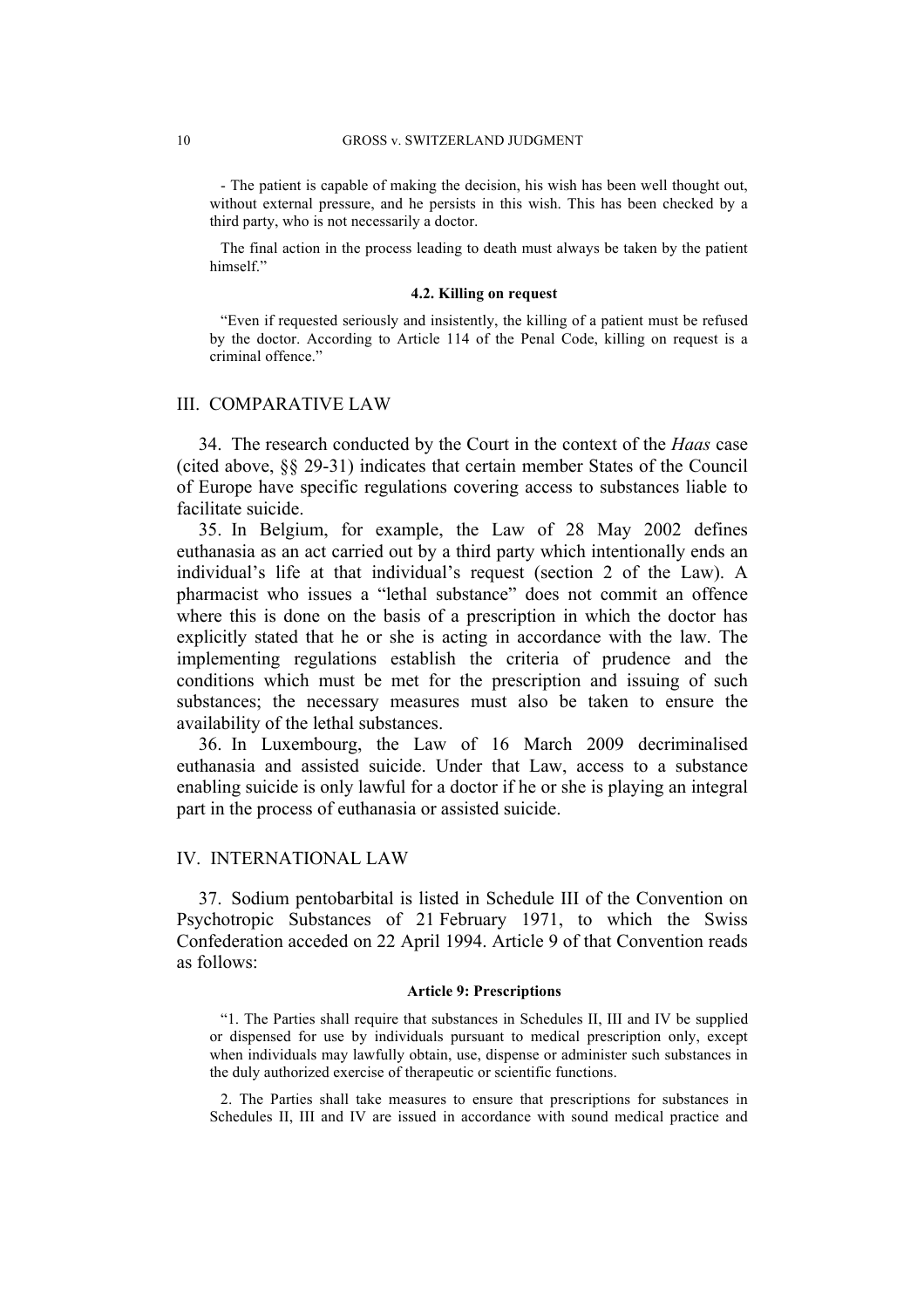- The patient is capable of making the decision, his wish has been well thought out, without external pressure, and he persists in this wish. This has been checked by a third party, who is not necessarily a doctor.

The final action in the process leading to death must always be taken by the patient himself."

#### 4.2. Killing on request

"Even if requested seriously and insistently, the killing of a patient must be refused by the doctor. According to Article 114 of the Penal Code, killing on request is a criminal offence."

## III. COMPARATIVE LAW

34. The research conducted by the Court in the context of the *Haas* case (cited above, §§ 29-31) indicates that certain member States of the Council of Europe have specific regulations covering access to substances liable to facilitate suicide.

35. In Belgium, for example, the Law of 28 May 2002 defines euthanasia as an act carried out by a third party which intentionally ends an individual's life at that individual's request (section 2 of the Law). A pharmacist who issues a "lethal substance" does not commit an offence where this is done on the basis of a prescription in which the doctor has explicitly stated that he or she is acting in accordance with the law. The implementing regulations establish the criteria of prudence and the conditions which must be met for the prescription and issuing of such substances; the necessary measures must also be taken to ensure the availability of the lethal substances.

36. In Luxembourg, the Law of 16 March 2009 decriminalised euthanasia and assisted suicide. Under that Law, access to a substance enabling suicide is only lawful for a doctor if he or she is playing an integral part in the process of euthanasia or assisted suicide.

## IV. INTERNATIONAL LAW

37. Sodium pentobarbital is listed in Schedule III of the Convention on Psychotropic Substances of 21 February 1971, to which the Swiss Confederation acceded on 22 April 1994. Article 9 of that Convention reads as follows:

#### Article 9: Prescriptions

"1. The Parties shall require that substances in Schedules II, III and IV be supplied or dispensed for use by individuals pursuant to medical prescription only, except when individuals may lawfully obtain, use, dispense or administer such substances in the duly authorized exercise of therapeutic or scientific functions.

2. The Parties shall take measures to ensure that prescriptions for substances in Schedules II, III and IV are issued in accordance with sound medical practice and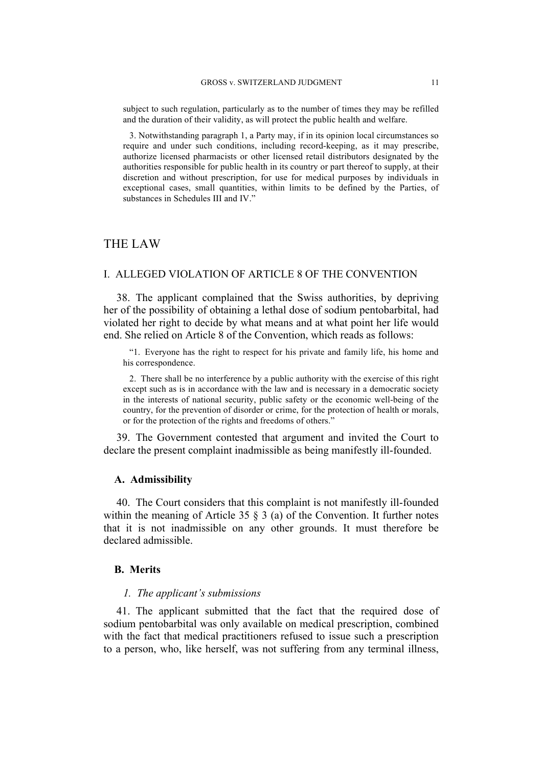subject to such regulation, particularly as to the number of times they may be refilled and the duration of their validity, as will protect the public health and welfare.

3. Notwithstanding paragraph 1, a Party may, if in its opinion local circumstances so require and under such conditions, including record-keeping, as it may prescribe, authorize licensed pharmacists or other licensed retail distributors designated by the authorities responsible for public health in its country or part thereof to supply, at their discretion and without prescription, for use for medical purposes by individuals in exceptional cases, small quantities, within limits to be defined by the Parties, of substances in Schedules III and IV."

# THE LAW

## I. ALLEGED VIOLATION OF ARTICLE 8 OF THE CONVENTION

38. The applicant complained that the Swiss authorities, by depriving her of the possibility of obtaining a lethal dose of sodium pentobarbital, had violated her right to decide by what means and at what point her life would end. She relied on Article 8 of the Convention, which reads as follows:

> "1. Everyone has the right to respect for his private and family life, his home and his correspondence.
>
> 2. There shall be no interference by a public authority with the exercise of this right except such as is in accordance with the law and is necessary in a democratic society in the interests of national security, public safety or the economic well-being of the country, for the prevention of disorder or crime, for the protection of health or morals, or for the protection of the rights and freedoms of others."

39. The Government contested that argument and invited the Court to declare the present complaint inadmissible as being manifestly ill-founded.

### A. Admissibility

40. The Court considers that this complaint is not manifestly ill-founded within the meaning of Article 35 § 3 (a) of the Convention. It further notes that it is not inadmissible on any other grounds. It must therefore be declared admissible.

### B. Merits

#### *1. The applicant's submissions*

41. The applicant submitted that the fact that the required dose of sodium pentobarbital was only available on medical prescription, combined with the fact that medical practitioners refused to issue such a prescription to a person, who, like herself, was not suffering from any terminal illness,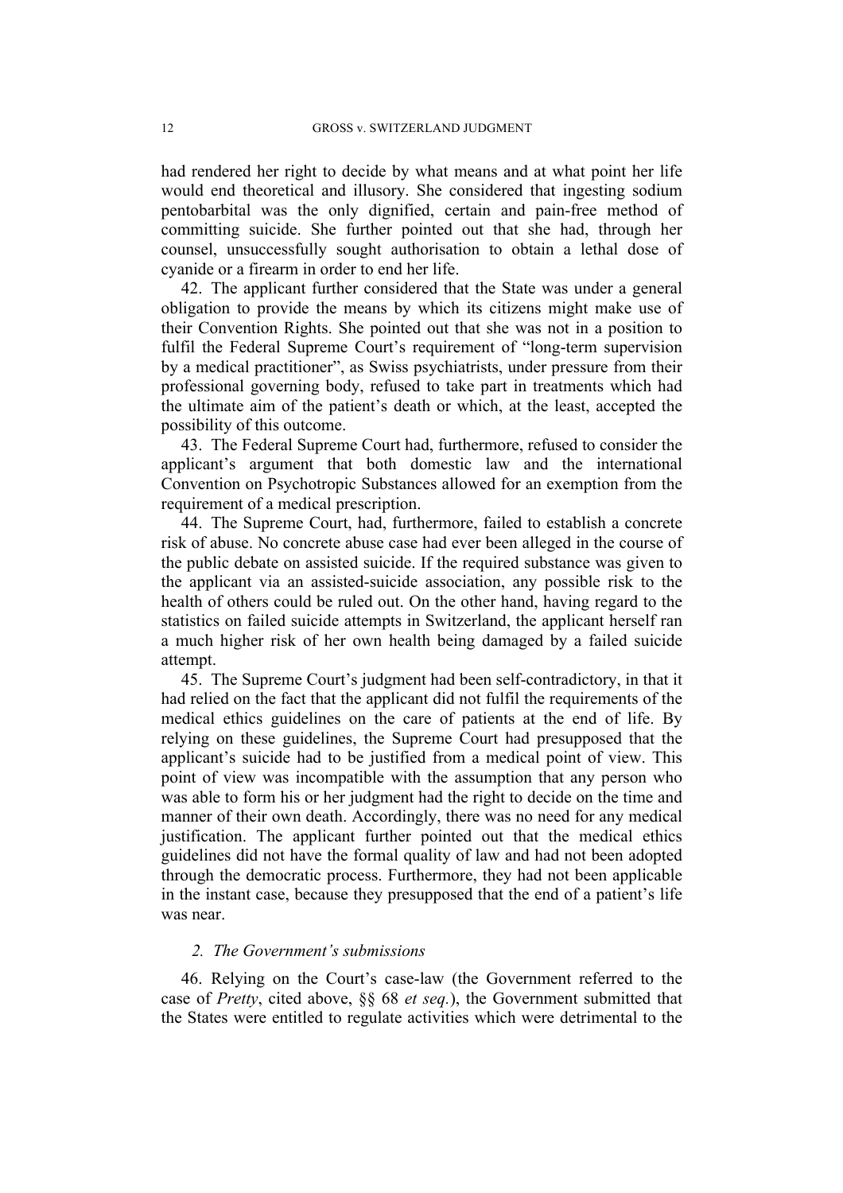had rendered her right to decide by what means and at what point her life would end theoretical and illusory. She considered that ingesting sodium pentobarbital was the only dignified, certain and pain-free method of committing suicide. She further pointed out that she had, through her counsel, unsuccessfully sought authorisation to obtain a lethal dose of cyanide or a firearm in order to end her life.

42. The applicant further considered that the State was under a general obligation to provide the means by which its citizens might make use of their Convention Rights. She pointed out that she was not in a position to fulfil the Federal Supreme Court's requirement of "long-term supervision by a medical practitioner", as Swiss psychiatrists, under pressure from their professional governing body, refused to take part in treatments which had the ultimate aim of the patient's death or which, at the least, accepted the possibility of this outcome.

43. The Federal Supreme Court had, furthermore, refused to consider the applicant's argument that both domestic law and the international Convention on Psychotropic Substances allowed for an exemption from the requirement of a medical prescription.

44. The Supreme Court, had, furthermore, failed to establish a concrete risk of abuse. No concrete abuse case had ever been alleged in the course of the public debate on assisted suicide. If the required substance was given to the applicant via an assisted-suicide association, any possible risk to the health of others could be ruled out. On the other hand, having regard to the statistics on failed suicide attempts in Switzerland, the applicant herself ran a much higher risk of her own health being damaged by a failed suicide attempt.

45. The Supreme Court's judgment had been self-contradictory, in that it had relied on the fact that the applicant did not fulfil the requirements of the medical ethics guidelines on the care of patients at the end of life. By relying on these guidelines, the Supreme Court had presupposed that the applicant's suicide had to be justified from a medical point of view. This point of view was incompatible with the assumption that any person who was able to form his or her judgment had the right to decide on the time and manner of their own death. Accordingly, there was no need for any medical justification. The applicant further pointed out that the medical ethics guidelines did not have the formal quality of law and had not been adopted through the democratic process. Furthermore, they had not been applicable in the instant case, because they presupposed that the end of a patient's life was near.

### *2. The Government's submissions*

46. Relying on the Court's case-law (the Government referred to the case of *Pretty*, cited above, §§ 68 *et seq.*), the Government submitted that the States were entitled to regulate activities which were detrimental to the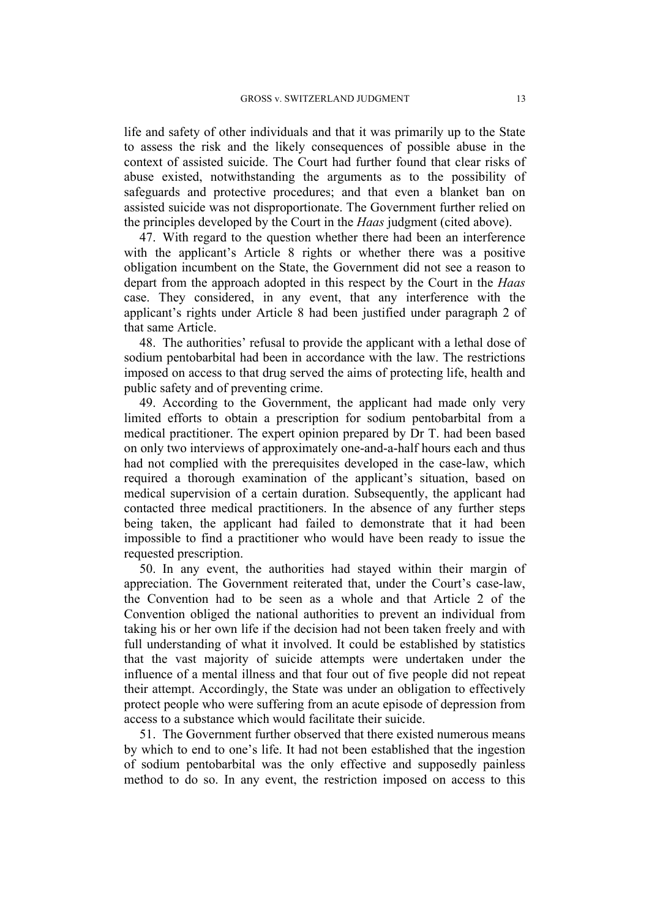life and safety of other individuals and that it was primarily up to the State to assess the risk and the likely consequences of possible abuse in the context of assisted suicide. The Court had further found that clear risks of abuse existed, notwithstanding the arguments as to the possibility of safeguards and protective procedures; and that even a blanket ban on assisted suicide was not disproportionate. The Government further relied on the principles developed by the Court in the *Haas* judgment (cited above).

47. With regard to the question whether there had been an interference with the applicant's Article 8 rights or whether there was a positive obligation incumbent on the State, the Government did not see a reason to depart from the approach adopted in this respect by the Court in the *Haas* case. They considered, in any event, that any interference with the applicant's rights under Article 8 had been justified under paragraph 2 of that same Article.

48. The authorities' refusal to provide the applicant with a lethal dose of sodium pentobarbital had been in accordance with the law. The restrictions imposed on access to that drug served the aims of protecting life, health and public safety and of preventing crime.

49. According to the Government, the applicant had made only very limited efforts to obtain a prescription for sodium pentobarbital from a medical practitioner. The expert opinion prepared by Dr T. had been based on only two interviews of approximately one-and-a-half hours each and thus had not complied with the prerequisites developed in the case-law, which required a thorough examination of the applicant's situation, based on medical supervision of a certain duration. Subsequently, the applicant had contacted three medical practitioners. In the absence of any further steps being taken, the applicant had failed to demonstrate that it had been impossible to find a practitioner who would have been ready to issue the requested prescription.

50. In any event, the authorities had stayed within their margin of appreciation. The Government reiterated that, under the Court's case-law, the Convention had to be seen as a whole and that Article 2 of the Convention obliged the national authorities to prevent an individual from taking his or her own life if the decision had not been taken freely and with full understanding of what it involved. It could be established by statistics that the vast majority of suicide attempts were undertaken under the influence of a mental illness and that four out of five people did not repeat their attempt. Accordingly, the State was under an obligation to effectively protect people who were suffering from an acute episode of depression from access to a substance which would facilitate their suicide.

51. The Government further observed that there existed numerous means by which to end to one's life. It had not been established that the ingestion of sodium pentobarbital was the only effective and supposedly painless method to do so. In any event, the restriction imposed on access to this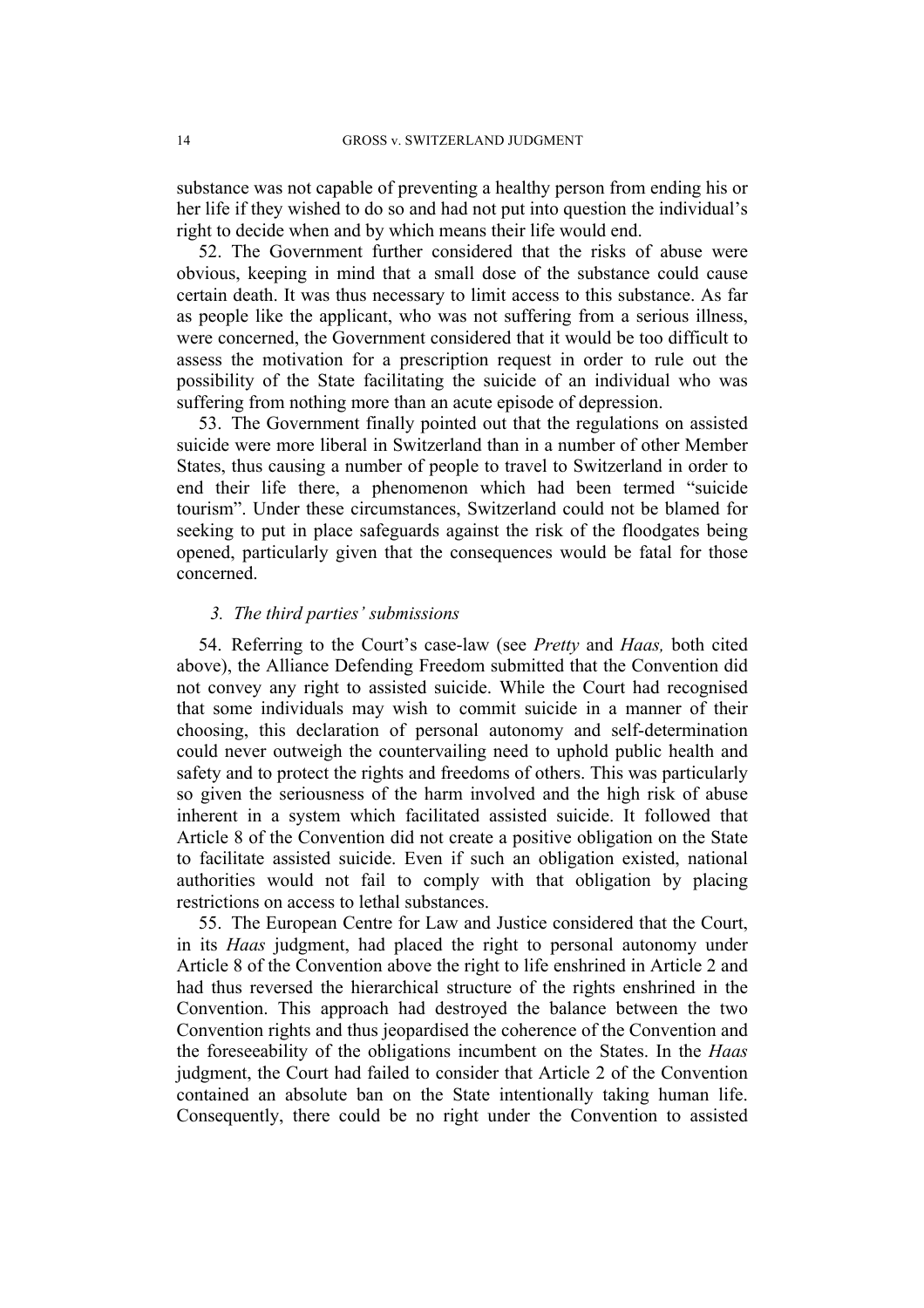substance was not capable of preventing a healthy person from ending his or her life if they wished to do so and had not put into question the individual's right to decide when and by which means their life would end.

52. The Government further considered that the risks of abuse were obvious, keeping in mind that a small dose of the substance could cause certain death. It was thus necessary to limit access to this substance. As far as people like the applicant, who was not suffering from a serious illness, were concerned, the Government considered that it would be too difficult to assess the motivation for a prescription request in order to rule out the possibility of the State facilitating the suicide of an individual who was suffering from nothing more than an acute episode of depression.

53. The Government finally pointed out that the regulations on assisted suicide were more liberal in Switzerland than in a number of other Member States, thus causing a number of people to travel to Switzerland in order to end their life there, a phenomenon which had been termed "suicide tourism". Under these circumstances, Switzerland could not be blamed for seeking to put in place safeguards against the risk of the floodgates being opened, particularly given that the consequences would be fatal for those concerned.

### *3. The third parties' submissions*

54. Referring to the Court's case-law (see *Pretty* and *Haas,* both cited above), the Alliance Defending Freedom submitted that the Convention did not convey any right to assisted suicide. While the Court had recognised that some individuals may wish to commit suicide in a manner of their choosing, this declaration of personal autonomy and self-determination could never outweigh the countervailing need to uphold public health and safety and to protect the rights and freedoms of others. This was particularly so given the seriousness of the harm involved and the high risk of abuse inherent in a system which facilitated assisted suicide. It followed that Article 8 of the Convention did not create a positive obligation on the State to facilitate assisted suicide. Even if such an obligation existed, national authorities would not fail to comply with that obligation by placing restrictions on access to lethal substances.

55. The European Centre for Law and Justice considered that the Court, in its *Haas* judgment, had placed the right to personal autonomy under Article 8 of the Convention above the right to life enshrined in Article 2 and had thus reversed the hierarchical structure of the rights enshrined in the Convention. This approach had destroyed the balance between the two Convention rights and thus jeopardised the coherence of the Convention and the foreseeability of the obligations incumbent on the States. In the *Haas* judgment, the Court had failed to consider that Article 2 of the Convention contained an absolute ban on the State intentionally taking human life. Consequently, there could be no right under the Convention to assisted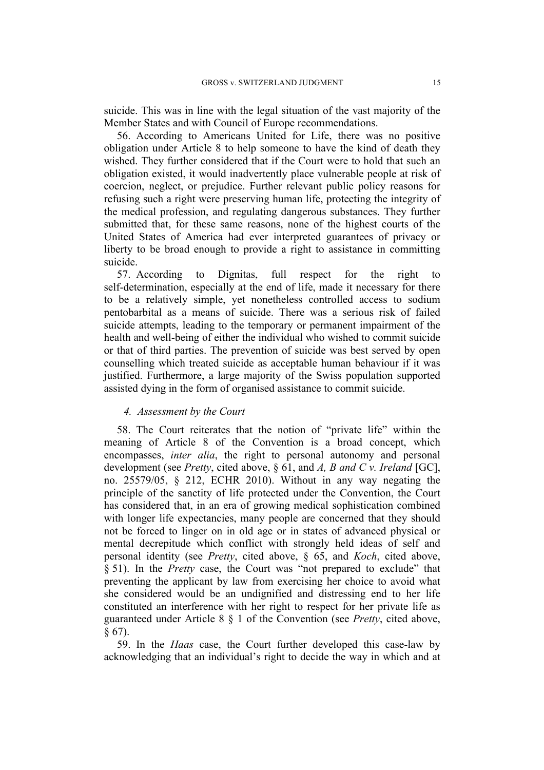suicide. This was in line with the legal situation of the vast majority of the Member States and with Council of Europe recommendations.

56. According to Americans United for Life, there was no positive obligation under Article 8 to help someone to have the kind of death they wished. They further considered that if the Court were to hold that such an obligation existed, it would inadvertently place vulnerable people at risk of coercion, neglect, or prejudice. Further relevant public policy reasons for refusing such a right were preserving human life, protecting the integrity of the medical profession, and regulating dangerous substances. They further submitted that, for these same reasons, none of the highest courts of the United States of America had ever interpreted guarantees of privacy or liberty to be broad enough to provide a right to assistance in committing suicide.

57. According to Dignitas, full respect for the right to self-determination, especially at the end of life, made it necessary for there to be a relatively simple, yet nonetheless controlled access to sodium pentobarbital as a means of suicide. There was a serious risk of failed suicide attempts, leading to the temporary or permanent impairment of the health and well-being of either the individual who wished to commit suicide or that of third parties. The prevention of suicide was best served by open counselling which treated suicide as acceptable human behaviour if it was justified. Furthermore, a large majority of the Swiss population supported assisted dying in the form of organised assistance to commit suicide.

#### *4. Assessment by the Court*

58. The Court reiterates that the notion of "private life" within the meaning of Article 8 of the Convention is a broad concept, which encompasses, *inter alia*, the right to personal autonomy and personal development (see *Pretty*, cited above, § 61, and *A, B and C v. Ireland* [GC], no. 25579/05, § 212, ECHR 2010). Without in any way negating the principle of the sanctity of life protected under the Convention, the Court has considered that, in an era of growing medical sophistication combined with longer life expectancies, many people are concerned that they should not be forced to linger on in old age or in states of advanced physical or mental decrepitude which conflict with strongly held ideas of self and personal identity (see *Pretty*, cited above, § 65, and *Koch*, cited above, § 51). In the *Pretty* case, the Court was "not prepared to exclude" that preventing the applicant by law from exercising her choice to avoid what she considered would be an undignified and distressing end to her life constituted an interference with her right to respect for her private life as guaranteed under Article 8 § 1 of the Convention (see *Pretty*, cited above, § 67).

59. In the *Haas* case, the Court further developed this case-law by acknowledging that an individual's right to decide the way in which and at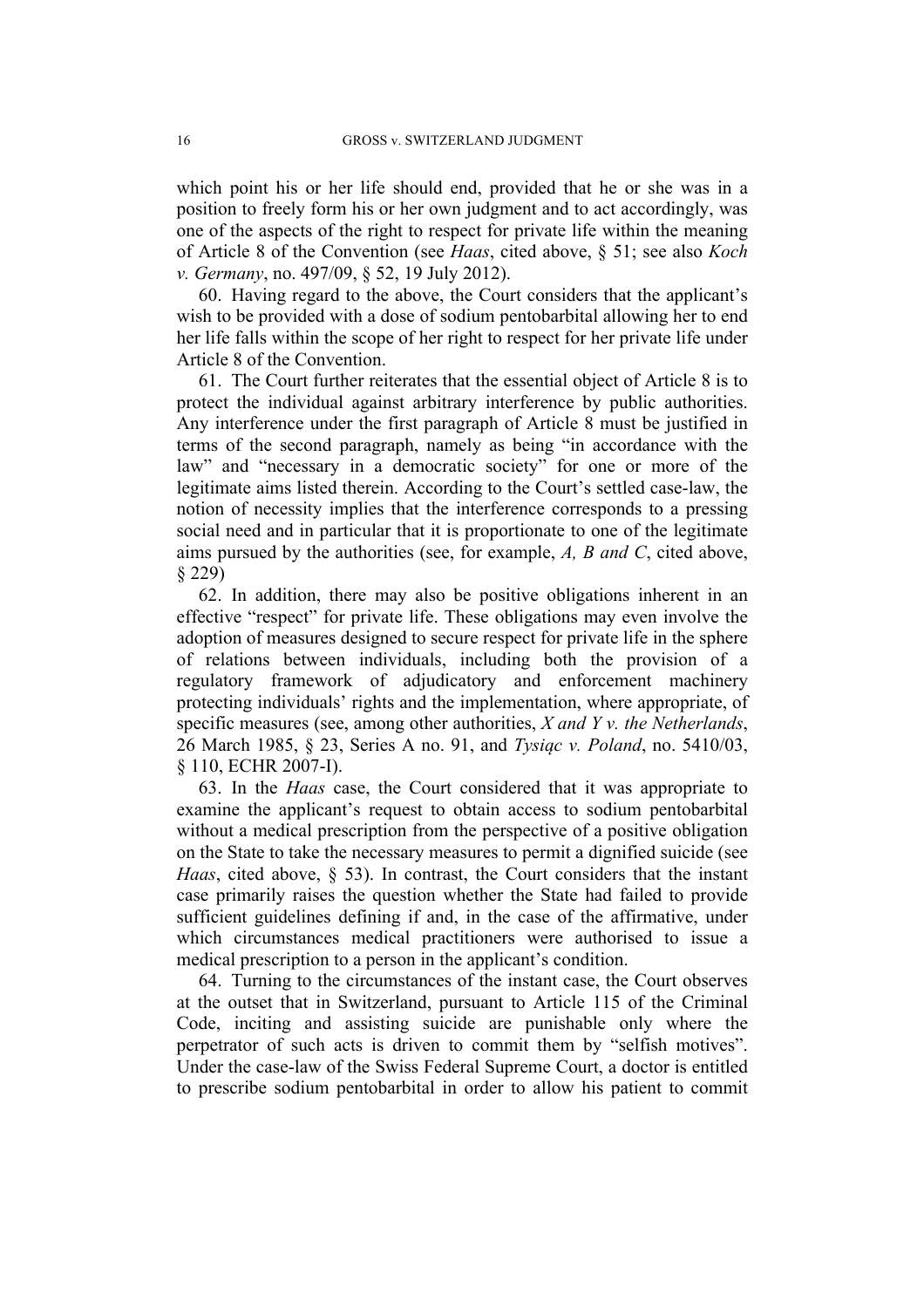which point his or her life should end, provided that he or she was in a position to freely form his or her own judgment and to act accordingly, was one of the aspects of the right to respect for private life within the meaning of Article 8 of the Convention (see *Haas*, cited above, § 51; see also *Koch v. Germany*, no. 497/09, § 52, 19 July 2012).

60. Having regard to the above, the Court considers that the applicant's wish to be provided with a dose of sodium pentobarbital allowing her to end her life falls within the scope of her right to respect for her private life under Article 8 of the Convention.

61. The Court further reiterates that the essential object of Article 8 is to protect the individual against arbitrary interference by public authorities. Any interference under the first paragraph of Article 8 must be justified in terms of the second paragraph, namely as being "in accordance with the law" and "necessary in a democratic society" for one or more of the legitimate aims listed therein. According to the Court's settled case-law, the notion of necessity implies that the interference corresponds to a pressing social need and in particular that it is proportionate to one of the legitimate aims pursued by the authorities (see, for example, *A, B and C*, cited above, § 229)

62. In addition, there may also be positive obligations inherent in an effective "respect" for private life. These obligations may even involve the adoption of measures designed to secure respect for private life in the sphere of relations between individuals, including both the provision of a regulatory framework of adjudicatory and enforcement machinery protecting individuals' rights and the implementation, where appropriate, of specific measures (see, among other authorities, *X and Y v. the Netherlands*, 26 March 1985, § 23, Series A no. 91, and *Tysiąc v. Poland*, no. 5410/03, § 110, ECHR 2007-I).

63. In the *Haas* case, the Court considered that it was appropriate to examine the applicant's request to obtain access to sodium pentobarbital without a medical prescription from the perspective of a positive obligation on the State to take the necessary measures to permit a dignified suicide (see *Haas*, cited above, § 53). In contrast, the Court considers that the instant case primarily raises the question whether the State had failed to provide sufficient guidelines defining if and, in the case of the affirmative, under which circumstances medical practitioners were authorised to issue a medical prescription to a person in the applicant's condition.

64. Turning to the circumstances of the instant case, the Court observes at the outset that in Switzerland, pursuant to Article 115 of the Criminal Code, inciting and assisting suicide are punishable only where the perpetrator of such acts is driven to commit them by "selfish motives". Under the case-law of the Swiss Federal Supreme Court, a doctor is entitled to prescribe sodium pentobarbital in order to allow his patient to commit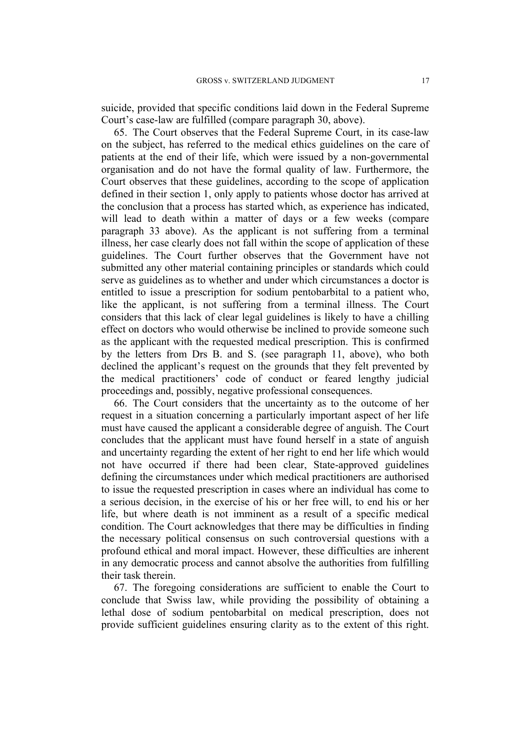suicide, provided that specific conditions laid down in the Federal Supreme Court's case-law are fulfilled (compare paragraph 30, above).

65. The Court observes that the Federal Supreme Court, in its case-law on the subject, has referred to the medical ethics guidelines on the care of patients at the end of their life, which were issued by a non-governmental organisation and do not have the formal quality of law. Furthermore, the Court observes that these guidelines, according to the scope of application defined in their section 1, only apply to patients whose doctor has arrived at the conclusion that a process has started which, as experience has indicated, will lead to death within a matter of days or a few weeks (compare paragraph 33 above). As the applicant is not suffering from a terminal illness, her case clearly does not fall within the scope of application of these guidelines. The Court further observes that the Government have not submitted any other material containing principles or standards which could serve as guidelines as to whether and under which circumstances a doctor is entitled to issue a prescription for sodium pentobarbital to a patient who, like the applicant, is not suffering from a terminal illness. The Court considers that this lack of clear legal guidelines is likely to have a chilling effect on doctors who would otherwise be inclined to provide someone such as the applicant with the requested medical prescription. This is confirmed by the letters from Drs B. and S. (see paragraph 11, above), who both declined the applicant's request on the grounds that they felt prevented by the medical practitioners' code of conduct or feared lengthy judicial proceedings and, possibly, negative professional consequences.

66. The Court considers that the uncertainty as to the outcome of her request in a situation concerning a particularly important aspect of her life must have caused the applicant a considerable degree of anguish. The Court concludes that the applicant must have found herself in a state of anguish and uncertainty regarding the extent of her right to end her life which would not have occurred if there had been clear, State-approved guidelines defining the circumstances under which medical practitioners are authorised to issue the requested prescription in cases where an individual has come to a serious decision, in the exercise of his or her free will, to end his or her life, but where death is not imminent as a result of a specific medical condition. The Court acknowledges that there may be difficulties in finding the necessary political consensus on such controversial questions with a profound ethical and moral impact. However, these difficulties are inherent in any democratic process and cannot absolve the authorities from fulfilling their task therein.

67. The foregoing considerations are sufficient to enable the Court to conclude that Swiss law, while providing the possibility of obtaining a lethal dose of sodium pentobarbital on medical prescription, does not provide sufficient guidelines ensuring clarity as to the extent of this right.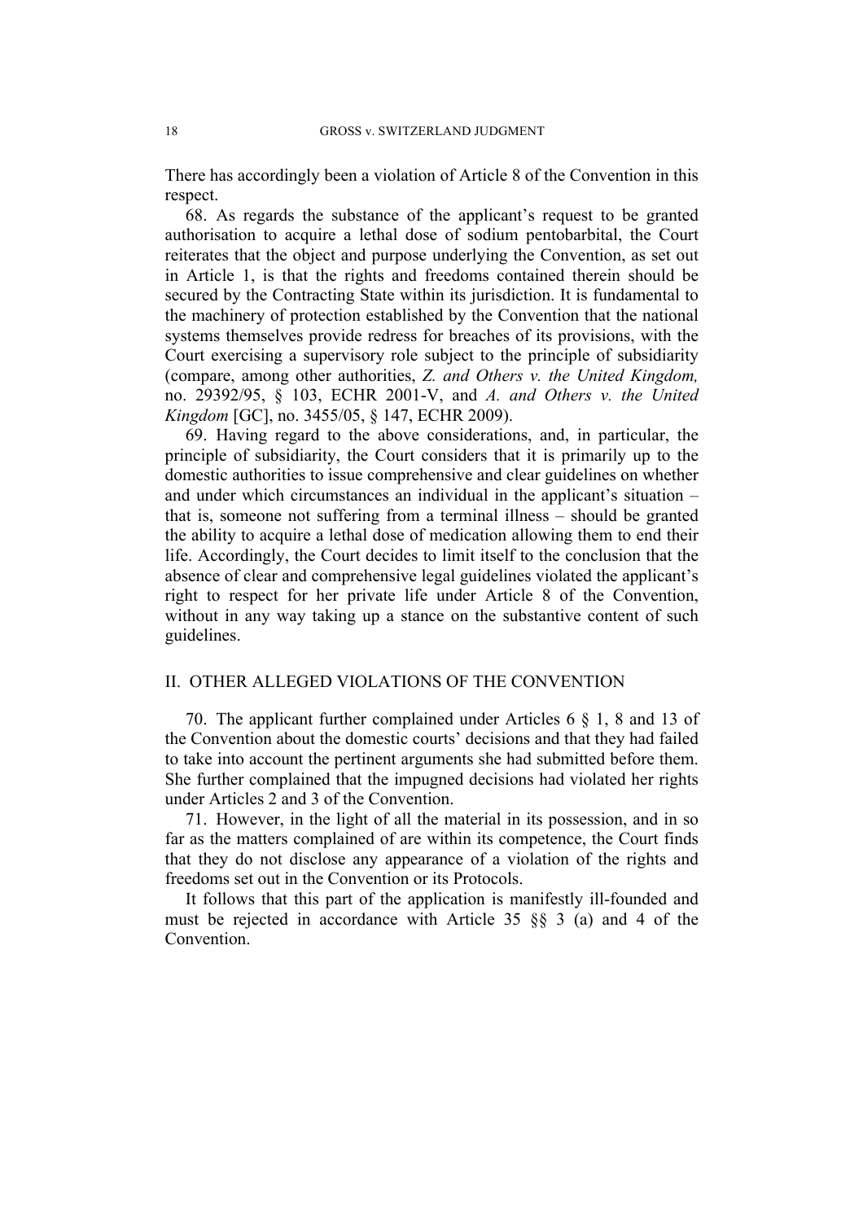There has accordingly been a violation of Article 8 of the Convention in this respect.

68. As regards the substance of the applicant's request to be granted authorisation to acquire a lethal dose of sodium pentobarbital, the Court reiterates that the object and purpose underlying the Convention, as set out in Article 1, is that the rights and freedoms contained therein should be secured by the Contracting State within its jurisdiction. It is fundamental to the machinery of protection established by the Convention that the national systems themselves provide redress for breaches of its provisions, with the Court exercising a supervisory role subject to the principle of subsidiarity (compare, among other authorities, *Z. and Others v. the United Kingdom,* no. 29392/95, § 103, ECHR 2001-V, and *A. and Others v. the United Kingdom* [GC], no. 3455/05, § 147, ECHR 2009).

69. Having regard to the above considerations, and, in particular, the principle of subsidiarity, the Court considers that it is primarily up to the domestic authorities to issue comprehensive and clear guidelines on whether and under which circumstances an individual in the applicant's situation – that is, someone not suffering from a terminal illness – should be granted the ability to acquire a lethal dose of medication allowing them to end their life. Accordingly, the Court decides to limit itself to the conclusion that the absence of clear and comprehensive legal guidelines violated the applicant's right to respect for her private life under Article 8 of the Convention, without in any way taking up a stance on the substantive content of such guidelines.

## II. OTHER ALLEGED VIOLATIONS OF THE CONVENTION

70. The applicant further complained under Articles 6 § 1, 8 and 13 of the Convention about the domestic courts' decisions and that they had failed to take into account the pertinent arguments she had submitted before them. She further complained that the impugned decisions had violated her rights under Articles 2 and 3 of the Convention.

71. However, in the light of all the material in its possession, and in so far as the matters complained of are within its competence, the Court finds that they do not disclose any appearance of a violation of the rights and freedoms set out in the Convention or its Protocols.

It follows that this part of the application is manifestly ill-founded and must be rejected in accordance with Article 35 §§ 3 (a) and 4 of the Convention.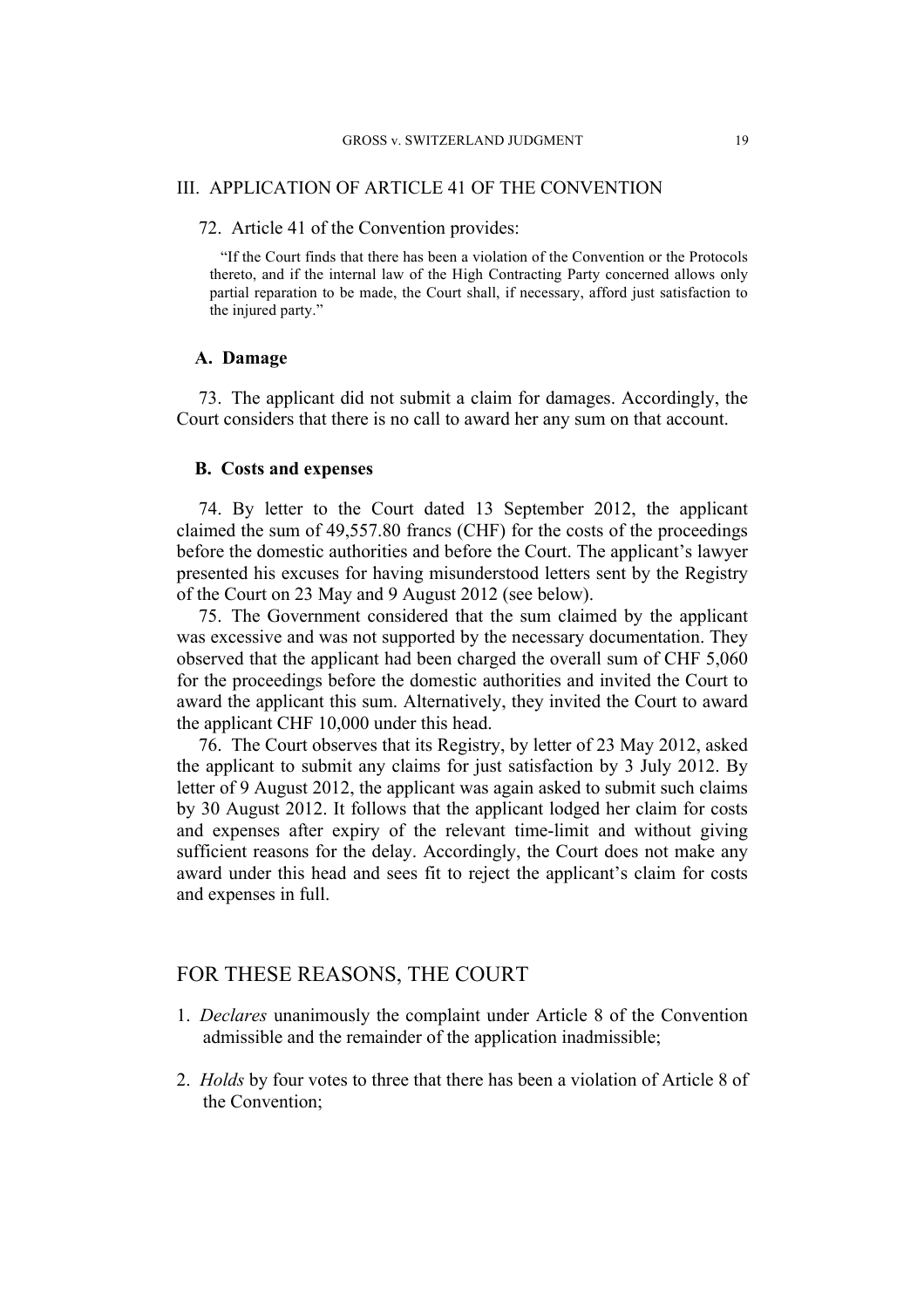## III. APPLICATION OF ARTICLE 41 OF THE CONVENTION

72. Article 41 of the Convention provides:

> "If the Court finds that there has been a violation of the Convention or the Protocols thereto, and if the internal law of the High Contracting Party concerned allows only partial reparation to be made, the Court shall, if necessary, afford just satisfaction to the injured party."

### A. Damage

73. The applicant did not submit a claim for damages. Accordingly, the Court considers that there is no call to award her any sum on that account.

### B. Costs and expenses

74. By letter to the Court dated 13 September 2012, the applicant claimed the sum of 49,557.80 francs (CHF) for the costs of the proceedings before the domestic authorities and before the Court. The applicant's lawyer presented his excuses for having misunderstood letters sent by the Registry of the Court on 23 May and 9 August 2012 (see below).

75. The Government considered that the sum claimed by the applicant was excessive and was not supported by the necessary documentation. They observed that the applicant had been charged the overall sum of CHF 5,060 for the proceedings before the domestic authorities and invited the Court to award the applicant this sum. Alternatively, they invited the Court to award the applicant CHF 10,000 under this head.

76. The Court observes that its Registry, by letter of 23 May 2012, asked the applicant to submit any claims for just satisfaction by 3 July 2012. By letter of 9 August 2012, the applicant was again asked to submit such claims by 30 August 2012. It follows that the applicant lodged her claim for costs and expenses after expiry of the relevant time-limit and without giving sufficient reasons for the delay. Accordingly, the Court does not make any award under this head and sees fit to reject the applicant's claim for costs and expenses in full.

## FOR THESE REASONS, THE COURT

1. *Declares* unanimously the complaint under Article 8 of the Convention admissible and the remainder of the application inadmissible;

2. *Holds* by four votes to three that there has been a violation of Article 8 of the Convention;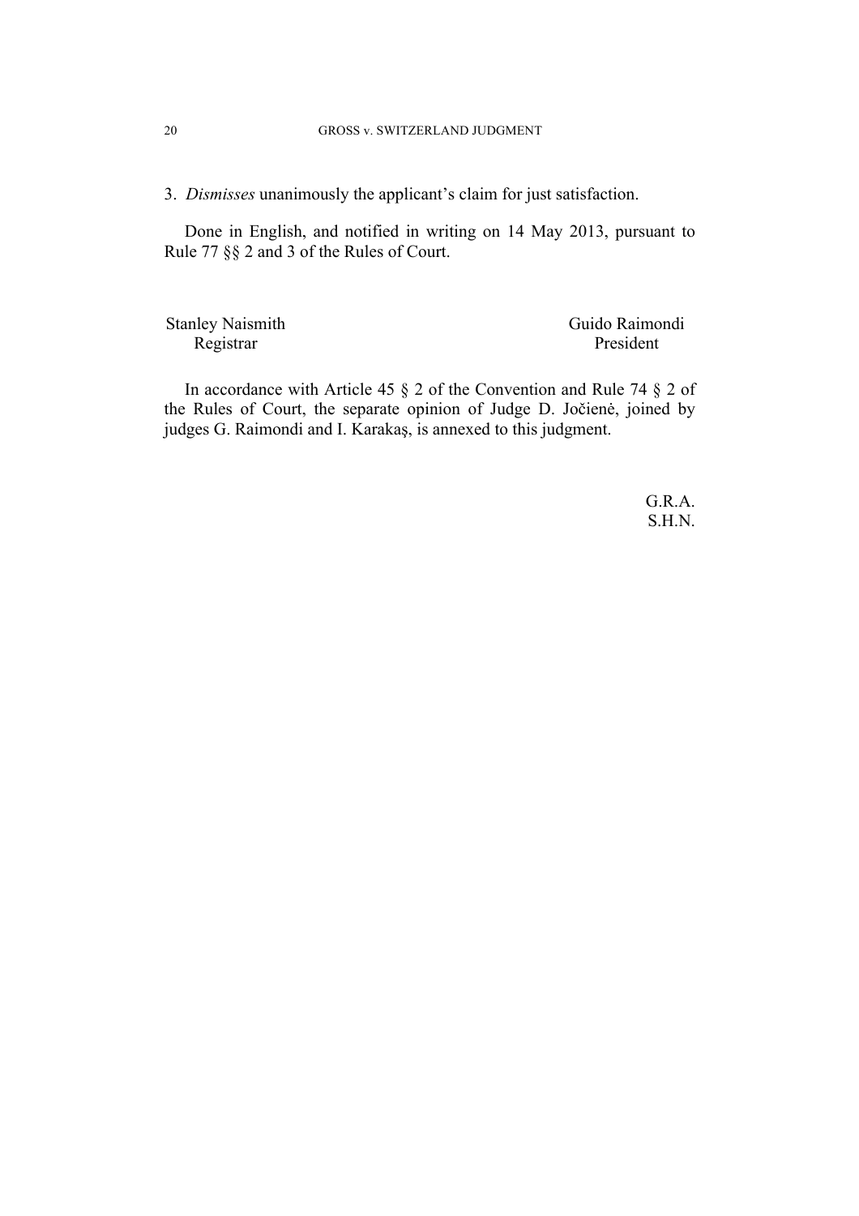3. *Dismisses* unanimously the applicant’s claim for just satisfaction.

Done in English, and notified in writing on 14 May 2013, pursuant to Rule 77 §§ 2 and 3 of the Rules of Court.

Stanley Naismith
Registrar

Guido Raimondi
President

In accordance with Article 45 § 2 of the Convention and Rule 74 § 2 of the Rules of Court, the separate opinion of Judge D. Jočienė, joined by judges G. Raimondi and I. Karakaş, is annexed to this judgment.

G.R.A.
S.H.N.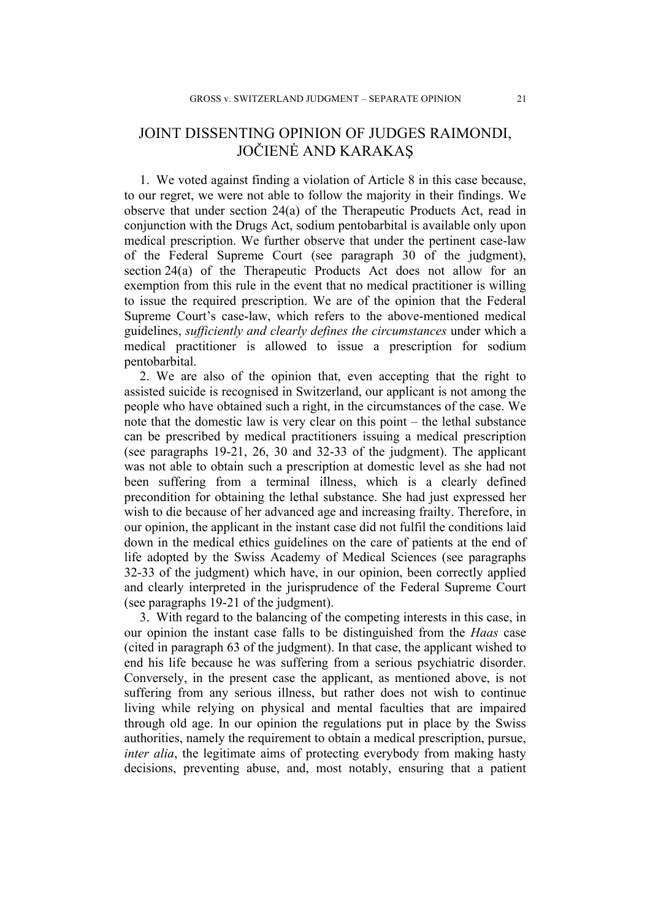# JOINT DISSENTING OPINION OF JUDGES RAIMONDI, JOČIENĖ AND KARAKAŞ

1. We voted against finding a violation of Article 8 in this case because, to our regret, we were not able to follow the majority in their findings. We observe that under section 24(a) of the Therapeutic Products Act, read in conjunction with the Drugs Act, sodium pentobarbital is available only upon medical prescription. We further observe that under the pertinent case-law of the Federal Supreme Court (see paragraph 30 of the judgment), section 24(a) of the Therapeutic Products Act does not allow for an exemption from this rule in the event that no medical practitioner is willing to issue the required prescription. We are of the opinion that the Federal Supreme Court's case-law, which refers to the above-mentioned medical guidelines, *sufficiently and clearly defines the circumstances* under which a medical practitioner is allowed to issue a prescription for sodium pentobarbital.

2. We are also of the opinion that, even accepting that the right to assisted suicide is recognised in Switzerland, our applicant is not among the people who have obtained such a right, in the circumstances of the case. We note that the domestic law is very clear on this point – the lethal substance can be prescribed by medical practitioners issuing a medical prescription (see paragraphs 19-21, 26, 30 and 32-33 of the judgment). The applicant was not able to obtain such a prescription at domestic level as she had not been suffering from a terminal illness, which is a clearly defined precondition for obtaining the lethal substance. She had just expressed her wish to die because of her advanced age and increasing frailty. Therefore, in our opinion, the applicant in the instant case did not fulfil the conditions laid down in the medical ethics guidelines on the care of patients at the end of life adopted by the Swiss Academy of Medical Sciences (see paragraphs 32-33 of the judgment) which have, in our opinion, been correctly applied and clearly interpreted in the jurisprudence of the Federal Supreme Court (see paragraphs 19-21 of the judgment).

3. With regard to the balancing of the competing interests in this case, in our opinion the instant case falls to be distinguished from the *Haas* case (cited in paragraph 63 of the judgment). In that case, the applicant wished to end his life because he was suffering from a serious psychiatric disorder. Conversely, in the present case the applicant, as mentioned above, is not suffering from any serious illness, but rather does not wish to continue living while relying on physical and mental faculties that are impaired through old age. In our opinion the regulations put in place by the Swiss authorities, namely the requirement to obtain a medical prescription, pursue, *inter alia*, the legitimate aims of protecting everybody from making hasty decisions, preventing abuse, and, most notably, ensuring that a patient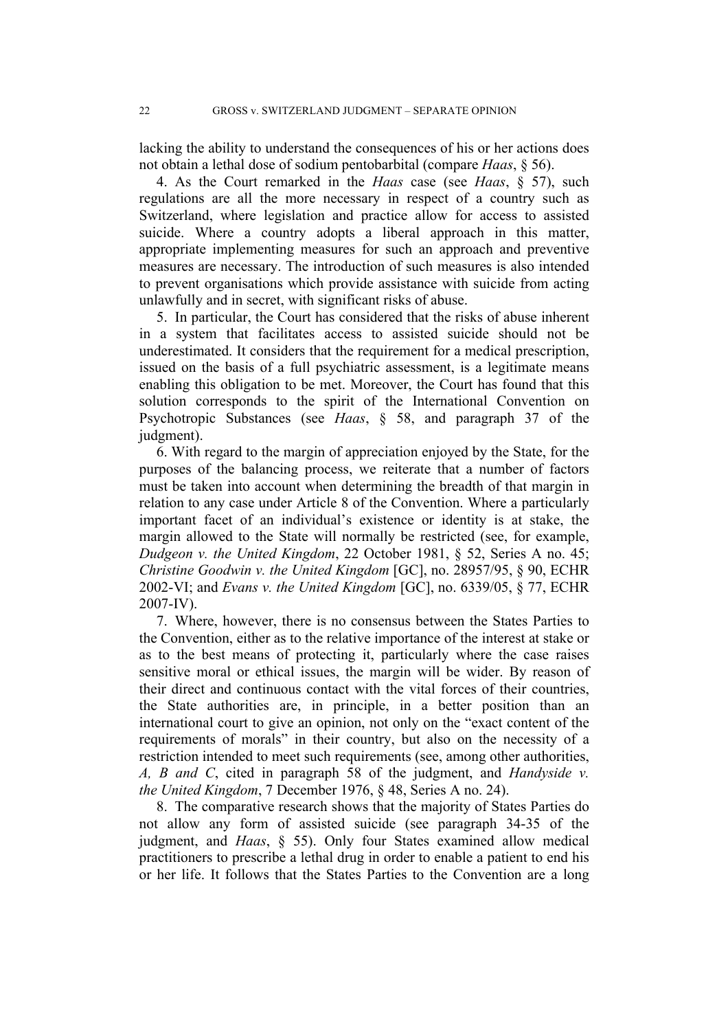lacking the ability to understand the consequences of his or her actions does not obtain a lethal dose of sodium pentobarbital (compare *Haas*, § 56).

4. As the Court remarked in the *Haas* case (see *Haas*, § 57), such regulations are all the more necessary in respect of a country such as Switzerland, where legislation and practice allow for access to assisted suicide. Where a country adopts a liberal approach in this matter, appropriate implementing measures for such an approach and preventive measures are necessary. The introduction of such measures is also intended to prevent organisations which provide assistance with suicide from acting unlawfully and in secret, with significant risks of abuse.

5. In particular, the Court has considered that the risks of abuse inherent in a system that facilitates access to assisted suicide should not be underestimated. It considers that the requirement for a medical prescription, issued on the basis of a full psychiatric assessment, is a legitimate means enabling this obligation to be met. Moreover, the Court has found that this solution corresponds to the spirit of the International Convention on Psychotropic Substances (see *Haas*, § 58, and paragraph 37 of the judgment).

6. With regard to the margin of appreciation enjoyed by the State, for the purposes of the balancing process, we reiterate that a number of factors must be taken into account when determining the breadth of that margin in relation to any case under Article 8 of the Convention. Where a particularly important facet of an individual's existence or identity is at stake, the margin allowed to the State will normally be restricted (see, for example, *Dudgeon v. the United Kingdom*, 22 October 1981, § 52, Series A no. 45; *Christine Goodwin v. the United Kingdom* [GC], no. 28957/95, § 90, ECHR 2002-VI; and *Evans v. the United Kingdom* [GC], no. 6339/05, § 77, ECHR 2007-IV).

7. Where, however, there is no consensus between the States Parties to the Convention, either as to the relative importance of the interest at stake or as to the best means of protecting it, particularly where the case raises sensitive moral or ethical issues, the margin will be wider. By reason of their direct and continuous contact with the vital forces of their countries, the State authorities are, in principle, in a better position than an international court to give an opinion, not only on the "exact content of the requirements of morals" in their country, but also on the necessity of a restriction intended to meet such requirements (see, among other authorities, *A, B and C*, cited in paragraph 58 of the judgment, and *Handyside v. the United Kingdom*, 7 December 1976, § 48, Series A no. 24).

8. The comparative research shows that the majority of States Parties do not allow any form of assisted suicide (see paragraph 34-35 of the judgment, and *Haas*, § 55). Only four States examined allow medical practitioners to prescribe a lethal drug in order to enable a patient to end his or her life. It follows that the States Parties to the Convention are a long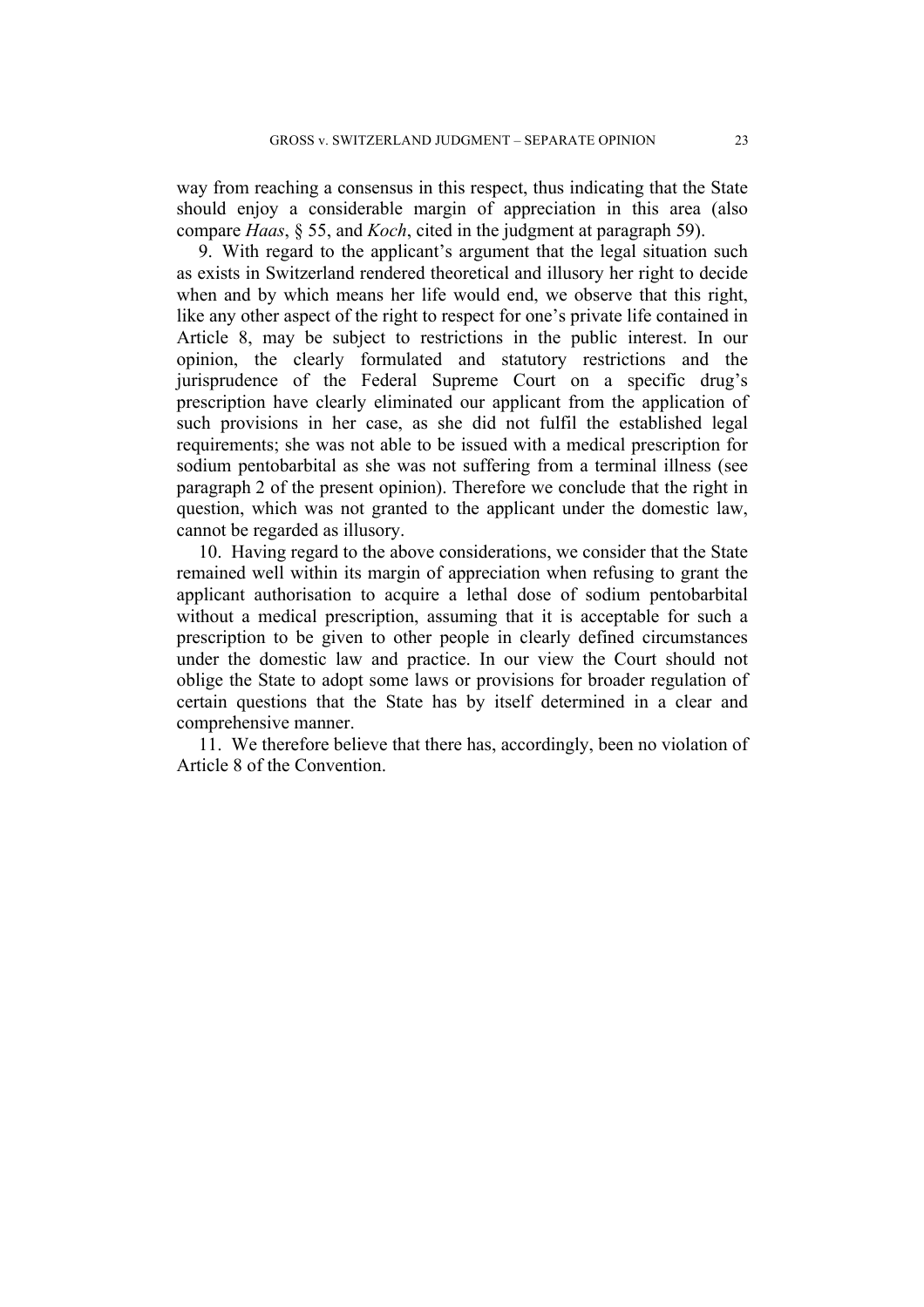way from reaching a consensus in this respect, thus indicating that the State should enjoy a considerable margin of appreciation in this area (also compare *Haas*, § 55, and *Koch*, cited in the judgment at paragraph 59).

9. With regard to the applicant's argument that the legal situation such as exists in Switzerland rendered theoretical and illusory her right to decide when and by which means her life would end, we observe that this right, like any other aspect of the right to respect for one's private life contained in Article 8, may be subject to restrictions in the public interest. In our opinion, the clearly formulated and statutory restrictions and the jurisprudence of the Federal Supreme Court on a specific drug's prescription have clearly eliminated our applicant from the application of such provisions in her case, as she did not fulfil the established legal requirements; she was not able to be issued with a medical prescription for sodium pentobarbital as she was not suffering from a terminal illness (see paragraph 2 of the present opinion). Therefore we conclude that the right in question, which was not granted to the applicant under the domestic law, cannot be regarded as illusory.

10. Having regard to the above considerations, we consider that the State remained well within its margin of appreciation when refusing to grant the applicant authorisation to acquire a lethal dose of sodium pentobarbital without a medical prescription, assuming that it is acceptable for such a prescription to be given to other people in clearly defined circumstances under the domestic law and practice. In our view the Court should not oblige the State to adopt some laws or provisions for broader regulation of certain questions that the State has by itself determined in a clear and comprehensive manner.

11. We therefore believe that there has, accordingly, been no violation of Article 8 of the Convention.